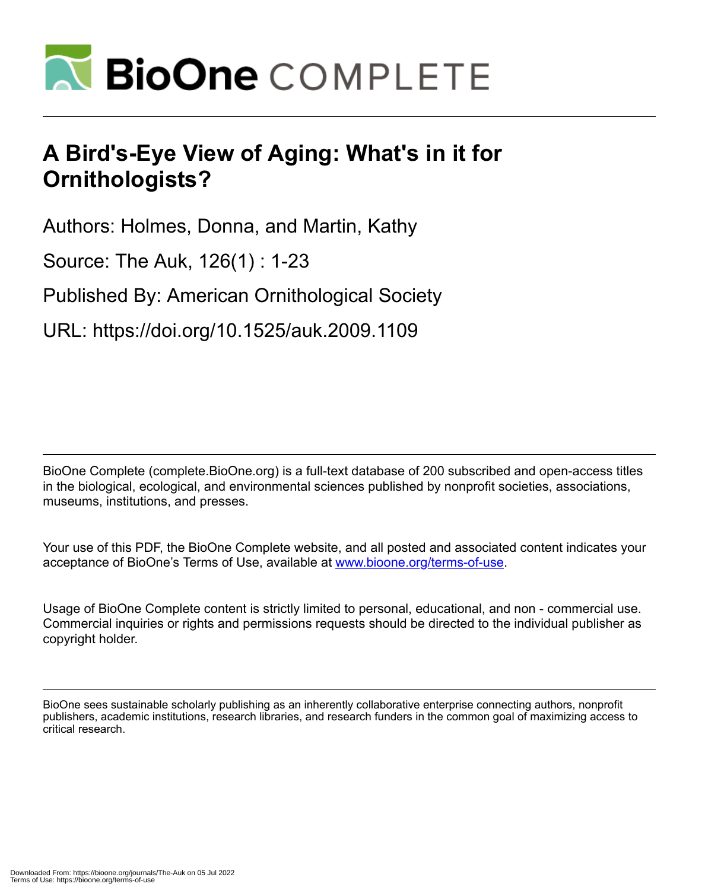# A Bird's-Eye View of Aging: What's in it for Ornithologists?

Authors: Holmes, Donna, and Martin, Kathy

Source: The Auk, 126(1) : 1-23

Published By: American Ornithological Society

URL: https://doi.org/10.1525/auk.2009.1109

BioOne Complete (complete.BioOne.org) is a full-text database of 200 subscribed and open-access titles in the biological, ecological, and environmental sciences published by nonprofit societies, associations, museums, institutions, and presses.

Your use of this PDF, the BioOne Complete website, and all posted and associated content indicates your acceptance of BioOne's Terms of Use, available at www.bioone.org/terms-of-use.

Usage of BioOne Complete content is strictly limited to personal, educational, and non - commercial use. Commercial inquiries or rights and permissions requests should be directed to the individual publisher as copyright holder.

BioOne sees sustainable scholarly publishing as an inherently collaborative enterprise connecting authors, nonprofit publishers, academic institutions, research libraries, and research funders in the common goal of maximizing access to critical research.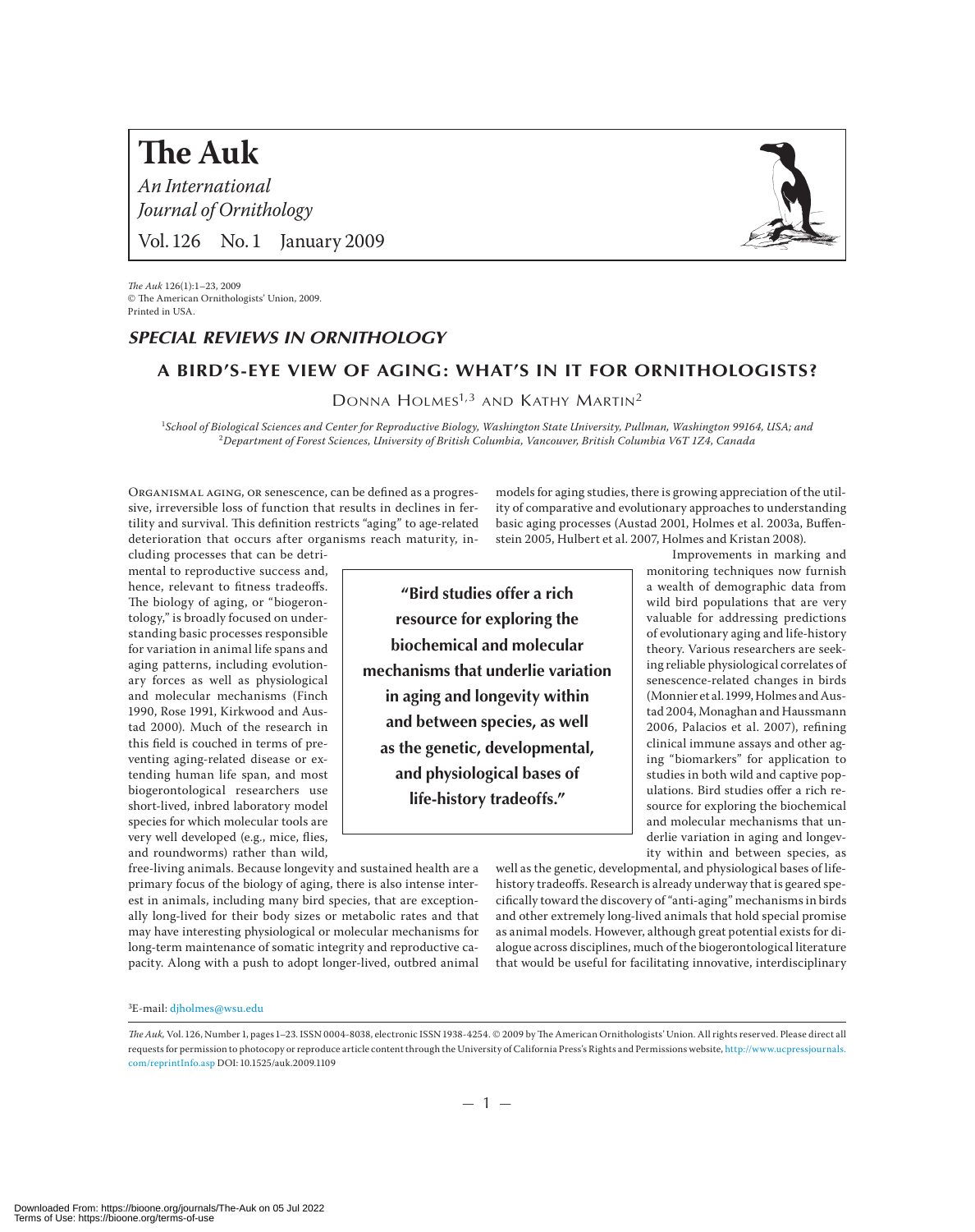# SPECIAL REVIEWS IN ORNITHOLOGY

## A BIRD'S-EYE VIEW OF AGING: WHAT'S IN IT FOR ORNITHOLOGISTS?

Donna Holmes[1,3] and Kathy Martin[2]

[1]*School of Biological Sciences and Center for Reproductive Biology, Washington State University, Pullman, Washington 99164, USA; and*
[2]*Department of Forest Sciences, University of British Columbia, Vancouver, British Columbia V6T 1Z4, Canada*

Organismal aging, or senescence, can be defined as a progressive, irreversible loss of function that results in declines in fertility and survival. This definition restricts "aging" to age-related deterioration that occurs after organisms reach maturity, including processes that can be detrimental to reproductive success and, hence, relevant to fitness tradeoffs. The biology of aging, or "biogerontology," is broadly focused on understanding basic processes responsible for variation in animal life spans and aging patterns, including evolutionary forces as well as physiological and molecular mechanisms (Finch 1990, Rose 1991, Kirkwood and Austad 2000). Much of the research in this field is couched in terms of preventing aging-related disease or extending human life span, and most biogerontological researchers use short-lived, inbred laboratory model species for which molecular tools are very well developed (e.g., mice, flies, and roundworms) rather than wild, free-living animals. Because longevity and sustained health are a primary focus of the biology of aging, there is also intense interest in animals, including many bird species, that are exceptionally long-lived for their body sizes or metabolic rates and that may have interesting physiological or molecular mechanisms for long-term maintenance of somatic integrity and reproductive capacity. Along with a push to adopt longer-lived, outbred animal models for aging studies, there is growing appreciation of the utility of comparative and evolutionary approaches to understanding basic aging processes (Austad 2001, Holmes et al. 2003a, Buffenstein 2005, Hulbert et al. 2007, Holmes and Kristan 2008).

Improvements in marking and monitoring techniques now furnish a wealth of demographic data from wild bird populations that are very valuable for addressing predictions of evolutionary aging and life-history theory. Various researchers are seeking reliable physiological correlates of senescence-related changes in birds (Monnier et al. 1999, Holmes and Austad 2004, Monaghan and Haussmann 2006, Palacios et al. 2007), refining clinical immune assays and other aging "biomarkers" for application to studies in both wild and captive populations. Bird studies offer a rich resource for exploring the biochemical and molecular mechanisms that underlie variation in aging and longevity within and between species, as well as the genetic, developmental, and physiological bases of life-history tradeoffs. Research is already underway that is geared specifically toward the discovery of "anti-aging" mechanisms in birds and other extremely long-lived animals that hold special promise as animal models. However, although great potential exists for dialogue across disciplines, much of the biogerontological literature that would be useful for facilitating innovative, interdisciplinary

> **"Bird studies offer a rich resource for exploring the biochemical and molecular mechanisms that underlie variation in aging and longevity within and between species, as well as the genetic, developmental, and physiological bases of life-history tradeoffs."**

[3]E-mail: djholmes@wsu.edu

*The Auk*, Vol. 126, Number 1, pages 1–23. ISSN 0004-8038, electronic ISSN 1938-4254. © 2009 by The American Ornithologists' Union. All rights reserved. Please direct all requests for permission to photocopy or reproduce article content through the University of California Press's Rights and Permissions website, http://www.ucpressjournals.com/reprintInfo.asp DOI: 10.1525/auk.2009.1109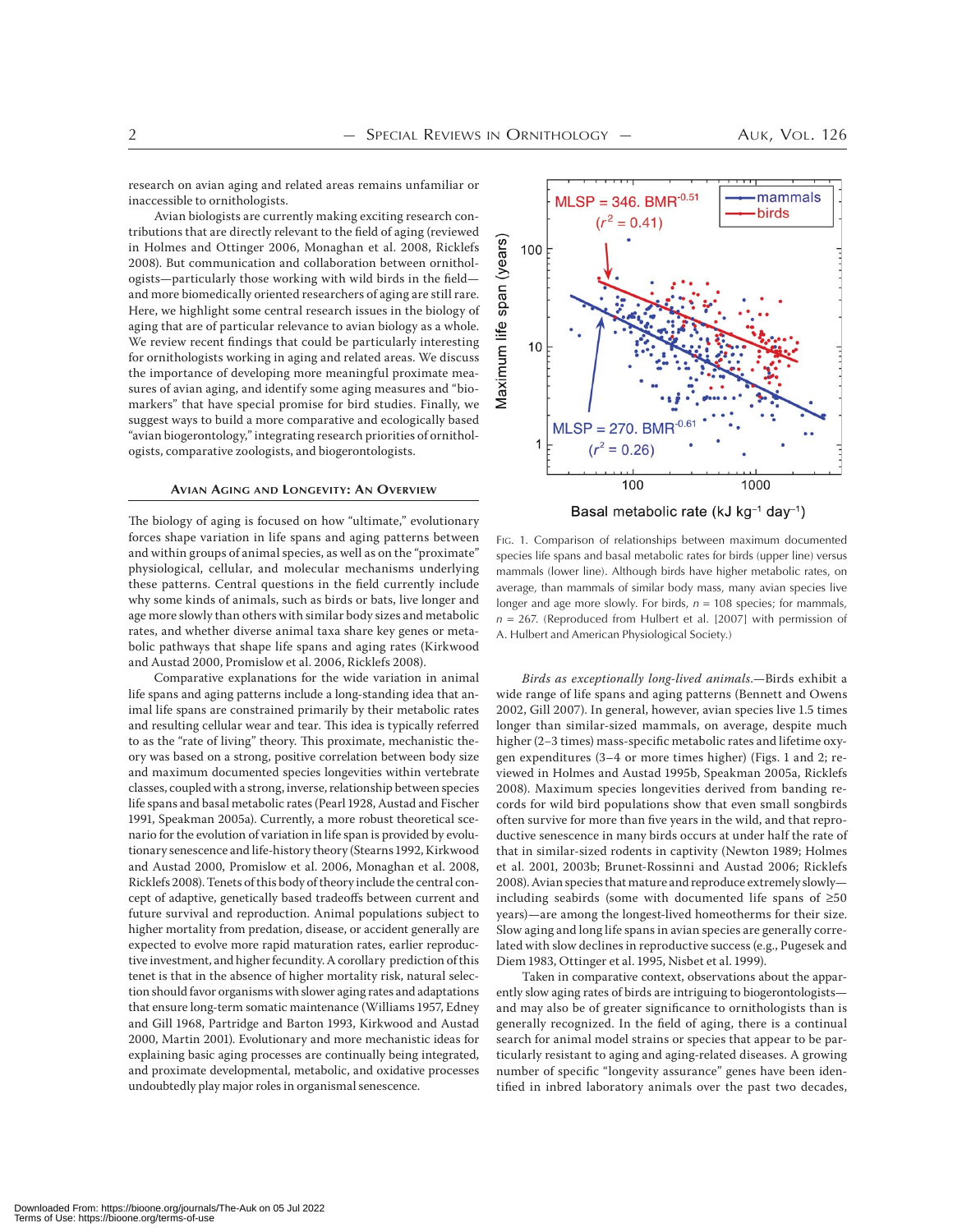research on avian aging and related areas remains unfamiliar or inaccessible to ornithologists.

Avian biologists are currently making exciting research contributions that are directly relevant to the field of aging (reviewed in Holmes and Ottinger 2006, Monaghan et al. 2008, Ricklefs 2008). But communication and collaboration between ornithologists—particularly those working with wild birds in the field—and more biomedically oriented researchers of aging are still rare. Here, we highlight some central research issues in the biology of aging that are of particular relevance to avian biology as a whole. We review recent findings that could be particularly interesting for ornithologists working in aging and related areas. We discuss the importance of developing more meaningful proximate measures of avian aging, and identify some aging measures and "biomarkers" that have special promise for bird studies. Finally, we suggest ways to build a more comparative and ecologically based "avian biogerontology," integrating research priorities of ornithologists, comparative zoologists, and biogerontologists.

## Avian Aging and Longevity: An Overview

The biology of aging is focused on how "ultimate," evolutionary forces shape variation in life spans and aging patterns between and within groups of animal species, as well as on the "proximate" physiological, cellular, and molecular mechanisms underlying these patterns. Central questions in the field currently include why some kinds of animals, such as birds or bats, live longer and age more slowly than others with similar body sizes and metabolic rates, and whether diverse animal taxa share key genes or metabolic pathways that shape life spans and aging rates (Kirkwood and Austad 2000, Promislow et al. 2006, Ricklefs 2008).

Comparative explanations for the wide variation in animal life spans and aging patterns include a long-standing idea that animal life spans are constrained primarily by their metabolic rates and resulting cellular wear and tear. This idea is typically referred to as the "rate of living" theory. This proximate, mechanistic theory was based on a strong, positive correlation between body size and maximum documented species longevities within vertebrate classes, coupled with a strong, inverse, relationship between species life spans and basal metabolic rates (Pearl 1928, Austad and Fischer 1991, Speakman 2005a). Currently, a more robust theoretical scenario for the evolution of variation in life span is provided by evolutionary senescence and life-history theory (Stearns 1992, Kirkwood and Austad 2000, Promislow et al. 2006, Monaghan et al. 2008, Ricklefs 2008). Tenets of this body of theory include the central concept of adaptive, genetically based tradeoffs between current and future survival and reproduction. Animal populations subject to higher mortality from predation, disease, or accident generally are expected to evolve more rapid maturation rates, earlier reproductive investment, and higher fecundity. A corollary prediction of this tenet is that in the absence of higher mortality risk, natural selection should favor organisms with slower aging rates and adaptations that ensure long-term somatic maintenance (Williams 1957, Edney and Gill 1968, Partridge and Barton 1993, Kirkwood and Austad 2000, Martin 2001). Evolutionary and more mechanistic ideas for explaining basic aging processes are continually being integrated, and proximate developmental, metabolic, and oxidative processes undoubtedly play major roles in organismal senescence.

Fig. 1. Comparison of relationships between maximum documented species life spans and basal metabolic rates for birds (upper line) versus mammals (lower line). Although birds have higher metabolic rates, on average, than mammals of similar body mass, many avian species live longer and age more slowly. For birds, $n$ = 108 species; for mammals, $n$ = 267. (Reproduced from Hulbert et al. [2007] with permission of A. Hulbert and American Physiological Society.)

*Birds as exceptionally long-lived animals.*—Birds exhibit a wide range of life spans and aging patterns (Bennett and Owens 2002, Gill 2007). In general, however, avian species live 1.5 times longer than similar-sized mammals, on average, despite much higher (2–3 times) mass-specific metabolic rates and lifetime oxygen expenditures (3–4 or more times higher) (Figs. 1 and 2; reviewed in Holmes and Austad 1995b, Speakman 2005a, Ricklefs 2008). Maximum species longevities derived from banding records for wild bird populations show that even small songbirds often survive for more than five years in the wild, and that reproductive senescence in many birds occurs at under half the rate of that in similar-sized rodents in captivity (Newton 1989; Holmes et al. 2001, 2003b; Brunet-Rossinni and Austad 2006; Ricklefs 2008). Avian species that mature and reproduce extremely slowly—including seabirds (some with documented life spans of ≥50 years)—are among the longest-lived homeotherms for their size. Slow aging and long life spans in avian species are generally correlated with slow declines in reproductive success (e.g., Pugesek and Diem 1983, Ottinger et al. 1995, Nisbet et al. 1999).

Taken in comparative context, observations about the apparently slow aging rates of birds are intriguing to biogerontologists—and may also be of greater significance to ornithologists than is generally recognized. In the field of aging, there is a continual search for animal model strains or species that appear to be particularly resistant to aging and aging-related diseases. A growing number of specific "longevity assurance" genes have been identified in inbred laboratory animals over the past two decades,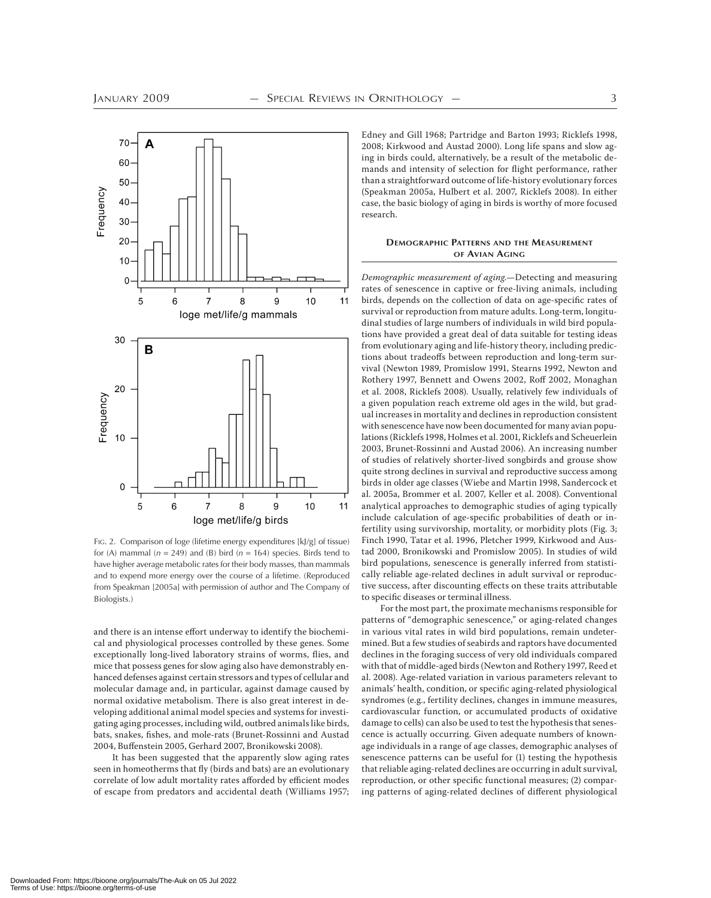FIG. 2. Comparison of loge (lifetime energy expenditures [kJ/g] of tissue) for (A) mammal ($n$ = 249) and (B) bird ($n$ = 164) species. Birds tend to have higher average metabolic rates for their body masses, than mammals and to expend more energy over the course of a lifetime. (Reproduced from Speakman [2005a] with permission of author and The Company of Biologists.)

and there is an intense effort underway to identify the biochemical and physiological processes controlled by these genes. Some exceptionally long-lived laboratory strains of worms, flies, and mice that possess genes for slow aging also have demonstrably enhanced defenses against certain stressors and types of cellular and molecular damage and, in particular, against damage caused by normal oxidative metabolism. There is also great interest in developing additional animal model species and systems for investigating aging processes, including wild, outbred animals like birds, bats, snakes, fishes, and mole-rats (Brunet-Rossinni and Austad 2004, Buffenstein 2005, Gerhard 2007, Bronikowski 2008).

It has been suggested that the apparently slow aging rates seen in homeotherms that fly (birds and bats) are an evolutionary correlate of low adult mortality rates afforded by efficient modes of escape from predators and accidental death (Williams 1957; Edney and Gill 1968; Partridge and Barton 1993; Ricklefs 1998, 2008; Kirkwood and Austad 2000). Long life spans and slow aging in birds could, alternatively, be a result of the metabolic demands and intensity of selection for flight performance, rather than a straightforward outcome of life-history evolutionary forces (Speakman 2005a, Hulbert et al. 2007, Ricklefs 2008). In either case, the basic biology of aging in birds is worthy of more focused research.

## DEMOGRAPHIC PATTERNS AND THE MEASUREMENT OF AVIAN AGING

*Demographic measurement of aging.*—Detecting and measuring rates of senescence in captive or free-living animals, including birds, depends on the collection of data on age-specific rates of survival or reproduction from mature adults. Long-term, longitudinal studies of large numbers of individuals in wild bird populations have provided a great deal of data suitable for testing ideas from evolutionary aging and life-history theory, including predictions about tradeoffs between reproduction and long-term survival (Newton 1989, Promislow 1991, Stearns 1992, Newton and Rothery 1997, Bennett and Owens 2002, Roff 2002, Monaghan et al. 2008, Ricklefs 2008). Usually, relatively few individuals of a given population reach extreme old ages in the wild, but gradual increases in mortality and declines in reproduction consistent with senescence have now been documented for many avian populations (Ricklefs 1998, Holmes et al. 2001, Ricklefs and Scheuerlein 2003, Brunet-Rossinni and Austad 2006). An increasing number of studies of relatively shorter-lived songbirds and grouse show quite strong declines in survival and reproductive success among birds in older age classes (Wiebe and Martin 1998, Sandercock et al. 2005a, Brommer et al. 2007, Keller et al. 2008). Conventional analytical approaches to demographic studies of aging typically include calculation of age-specific probabilities of death or infertility using survivorship, mortality, or morbidity plots (Fig. 3; Finch 1990, Tatar et al. 1996, Pletcher 1999, Kirkwood and Austad 2000, Bronikowski and Promislow 2005). In studies of wild bird populations, senescence is generally inferred from statistically reliable age-related declines in adult survival or reproductive success, after discounting effects on these traits attributable to specific diseases or terminal illness.

For the most part, the proximate mechanisms responsible for patterns of "demographic senescence," or aging-related changes in various vital rates in wild bird populations, remain undetermined. But a few studies of seabirds and raptors have documented declines in the foraging success of very old individuals compared with that of middle-aged birds (Newton and Rothery 1997, Reed et al. 2008). Age-related variation in various parameters relevant to animals' health, condition, or specific aging-related physiological syndromes (e.g., fertility declines, changes in immune measures, cardiovascular function, or accumulated products of oxidative damage to cells) can also be used to test the hypothesis that senescence is actually occurring. Given adequate numbers of known-age individuals in a range of age classes, demographic analyses of senescence patterns can be useful for (1) testing the hypothesis that reliable aging-related declines are occurring in adult survival, reproduction, or other specific functional measures; (2) comparing patterns of aging-related declines of different physiological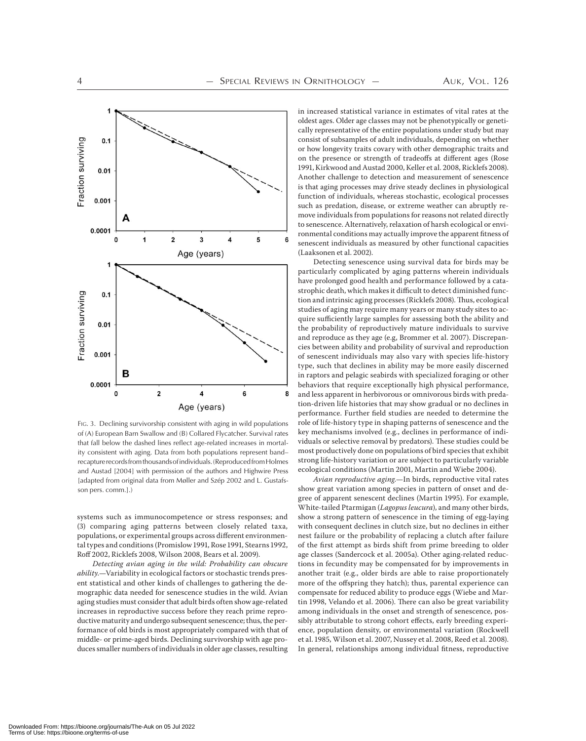A

Fraction surviving

1
0.1
0.01
0.001
0.0001

0 1 2 3 4 5 6

Age (years)

B

Fraction surviving

1
0.1
0.01
0.001
0.0001

0 2 4 6 8

Age (years)

FIG. 3. Declining survivorship consistent with aging in wild populations of (A) European Barn Swallow and (B) Collared Flycatcher. Survival rates that fall below the dashed lines reflect age-related increases in mortality consistent with aging. Data from both populations represent band–recapture records from thousands of individuals. (Reproduced from Holmes and Austad [2004] with permission of the authors and Highwire Press [adapted from original data from Møller and Szép 2002 and L. Gustafsson pers. comm.].)

systems such as immunocompetence or stress responses; and (3) comparing aging patterns between closely related taxa, populations, or experimental groups across different environmental types and conditions (Promislow 1991, Rose 1991, Stearns 1992, Roff 2002, Ricklefs 2008, Wilson 2008, Bears et al. 2009).

*Detecting avian aging in the wild: Probability can obscure ability.*—Variability in ecological factors or stochastic trends present statistical and other kinds of challenges to gathering the demographic data needed for senescence studies in the wild. Avian aging studies must consider that adult birds often show age-related increases in reproductive success before they reach prime reproductive maturity and undergo subsequent senescence; thus, the performance of old birds is most appropriately compared with that of middle- or prime-aged birds. Declining survivorship with age produces smaller numbers of individuals in older age classes, resulting in increased statistical variance in estimates of vital rates at the oldest ages. Older age classes may not be phenotypically or genetically representative of the entire populations under study but may consist of subsamples of adult individuals, depending on whether or how longevity traits covary with other demographic traits and on the presence or strength of tradeoffs at different ages (Rose 1991, Kirkwood and Austad 2000, Keller et al. 2008, Ricklefs 2008). Another challenge to detection and measurement of senescence is that aging processes may drive steady declines in physiological function of individuals, whereas stochastic, ecological processes such as predation, disease, or extreme weather can abruptly remove individuals from populations for reasons not related directly to senescence. Alternatively, relaxation of harsh ecological or environmental conditions may actually improve the apparent fitness of senescent individuals as measured by other functional capacities (Laaksonen et al. 2002).

Detecting senescence using survival data for birds may be particularly complicated by aging patterns wherein individuals have prolonged good health and performance followed by a catastrophic death, which makes it difficult to detect diminished function and intrinsic aging processes (Ricklefs 2008). Thus, ecological studies of aging may require many years or many study sites to acquire sufficiently large samples for assessing both the ability and the probability of reproductively mature individuals to survive and reproduce as they age (e.g, Brommer et al. 2007). Discrepancies between ability and probability of survival and reproduction of senescent individuals may also vary with species life-history type, such that declines in ability may be more easily discerned in raptors and pelagic seabirds with specialized foraging or other behaviors that require exceptionally high physical performance, and less apparent in herbivorous or omnivorous birds with predation-driven life histories that may show gradual or no declines in performance. Further field studies are needed to determine the role of life-history type in shaping patterns of senescence and the key mechanisms involved (e.g., declines in performance of individuals or selective removal by predators). These studies could be most productively done on populations of bird species that exhibit strong life-history variation or are subject to particularly variable ecological conditions (Martin 2001, Martin and Wiebe 2004).

*Avian reproductive aging.*—In birds, reproductive vital rates show great variation among species in pattern of onset and degree of apparent senescent declines (Martin 1995). For example, White-tailed Ptarmigan (*Lagopus leucura*), and many other birds, show a strong pattern of senescence in the timing of egg-laying with consequent declines in clutch size, but no declines in either nest failure or the probability of replacing a clutch after failure of the first attempt as birds shift from prime breeding to older age classes (Sandercock et al. 2005a). Other aging-related reductions in fecundity may be compensated for by improvements in another trait (e.g., older birds are able to raise proportionately more of the offspring they hatch); thus, parental experience can compensate for reduced ability to produce eggs (Wiebe and Martin 1998, Velando et al. 2006). There can also be great variability among individuals in the onset and strength of senescence, possibly attributable to strong cohort effects, early breeding experience, population density, or environmental variation (Rockwell et al. 1985, Wilson et al. 2007, Nussey et al. 2008, Reed et al. 2008). In general, relationships among individual fitness, reproductive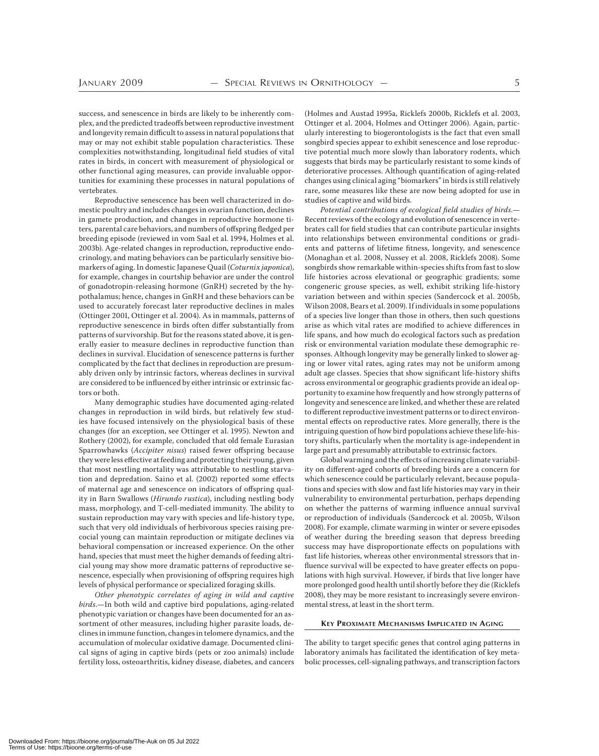success, and senescence in birds are likely to be inherently complex, and the predicted tradeoffs between reproductive investment and longevity remain difficult to assess in natural populations that may or may not exhibit stable population characteristics. These complexities notwithstanding, longitudinal field studies of vital rates in birds, in concert with measurement of physiological or other functional aging measures, can provide invaluable opportunities for examining these processes in natural populations of vertebrates.

Reproductive senescence has been well characterized in domestic poultry and includes changes in ovarian function, declines in gamete production, and changes in reproductive hormone titers, parental care behaviors, and numbers of offspring fledged per breeding episode (reviewed in vom Saal et al. 1994, Holmes et al. 2003b). Age-related changes in reproduction, reproductive endocrinology, and mating behaviors can be particularly sensitive biomarkers of aging. In domestic Japanese Quail (*Coturnix japonica*), for example, changes in courtship behavior are under the control of gonadotropin-releasing hormone (GnRH) secreted by the hypothalamus; hence, changes in GnRH and these behaviors can be used to accurately forecast later reproductive declines in males (Ottinger 2001, Ottinger et al. 2004). As in mammals, patterns of reproductive senescence in birds often differ substantially from patterns of survivorship. But for the reasons stated above, it is generally easier to measure declines in reproductive function than declines in survival. Elucidation of senescence patterns is further complicated by the fact that declines in reproduction are presumably driven only by intrinsic factors, whereas declines in survival are considered to be influenced by either intrinsic or extrinsic factors or both.

Many demographic studies have documented aging-related changes in reproduction in wild birds, but relatively few studies have focused intensively on the physiological basis of these changes (for an exception, see Ottinger et al. 1995). Newton and Rothery (2002), for example, concluded that old female Eurasian Sparrowhawks (*Accipiter nisus*) raised fewer offspring because they were less effective at feeding and protecting their young, given that most nestling mortality was attributable to nestling starvation and depredation. Saino et al. (2002) reported some effects of maternal age and senescence on indicators of offspring quality in Barn Swallows (*Hirundo rustica*), including nestling body mass, morphology, and T-cell-mediated immunity. The ability to sustain reproduction may vary with species and life-history type, such that very old individuals of herbivorous species raising precocial young can maintain reproduction or mitigate declines via behavioral compensation or increased experience. On the other hand, species that must meet the higher demands of feeding altricial young may show more dramatic patterns of reproductive senescence, especially when provisioning of offspring requires high levels of physical performance or specialized foraging skills.

*Other phenotypic correlates of aging in wild and captive birds.*—In both wild and captive bird populations, aging-related phenotypic variation or changes have been documented for an assortment of other measures, including higher parasite loads, declines in immune function, changes in telomere dynamics, and the accumulation of molecular oxidative damage. Documented clinical signs of aging in captive birds (pets or zoo animals) include fertility loss, osteoarthritis, kidney disease, diabetes, and cancers (Holmes and Austad 1995a, Ricklefs 2000b, Ricklefs et al. 2003, Ottinger et al. 2004, Holmes and Ottinger 2006). Again, particularly interesting to biogerontologists is the fact that even small songbird species appear to exhibit senescence and lose reproductive potential much more slowly than laboratory rodents, which suggests that birds may be particularly resistant to some kinds of deteriorative processes. Although quantification of aging-related changes using clinical aging "biomarkers" in birds is still relatively rare, some measures like these are now being adopted for use in studies of captive and wild birds.

*Potential contributions of ecological field studies of birds.*—Recent reviews of the ecology and evolution of senescence in vertebrates call for field studies that can contribute particular insights into relationships between environmental conditions or gradients and patterns of lifetime fitness, longevity, and senescence (Monaghan et al. 2008, Nussey et al. 2008, Ricklefs 2008). Some songbirds show remarkable within-species shifts from fast to slow life histories across elevational or geographic gradients; some congeneric grouse species, as well, exhibit striking life-history variation between and within species (Sandercock et al. 2005b, Wilson 2008, Bears et al. 2009). If individuals in some populations of a species live longer than those in others, then such questions arise as which vital rates are modified to achieve differences in life spans, and how much do ecological factors such as predation risk or environmental variation modulate these demographic responses. Although longevity may be generally linked to slower aging or lower vital rates, aging rates may not be uniform among adult age classes. Species that show significant life-history shifts across environmental or geographic gradients provide an ideal opportunity to examine how frequently and how strongly patterns of longevity and senescence are linked, and whether these are related to different reproductive investment patterns or to direct environmental effects on reproductive rates. More generally, there is the intriguing question of how bird populations achieve these life-history shifts, particularly when the mortality is age-independent in large part and presumably attributable to extrinsic factors.

Global warming and the effects of increasing climate variability on different-aged cohorts of breeding birds are a concern for which senescence could be particularly relevant, because populations and species with slow and fast life histories may vary in their vulnerability to environmental perturbation, perhaps depending on whether the patterns of warming influence annual survival or reproduction of individuals (Sandercock et al. 2005b, Wilson 2008). For example, climate warming in winter or severe episodes of weather during the breeding season that depress breeding success may have disproportionate effects on populations with fast life histories, whereas other environmental stressors that influence survival will be expected to have greater effects on populations with high survival. However, if birds that live longer have more prolonged good health until shortly before they die (Ricklefs 2008), they may be more resistant to increasingly severe environmental stress, at least in the short term.

## Key Proximate Mechanisms Implicated in Aging

The ability to target specific genes that control aging patterns in laboratory animals has facilitated the identification of key metabolic processes, cell-signaling pathways, and transcription factors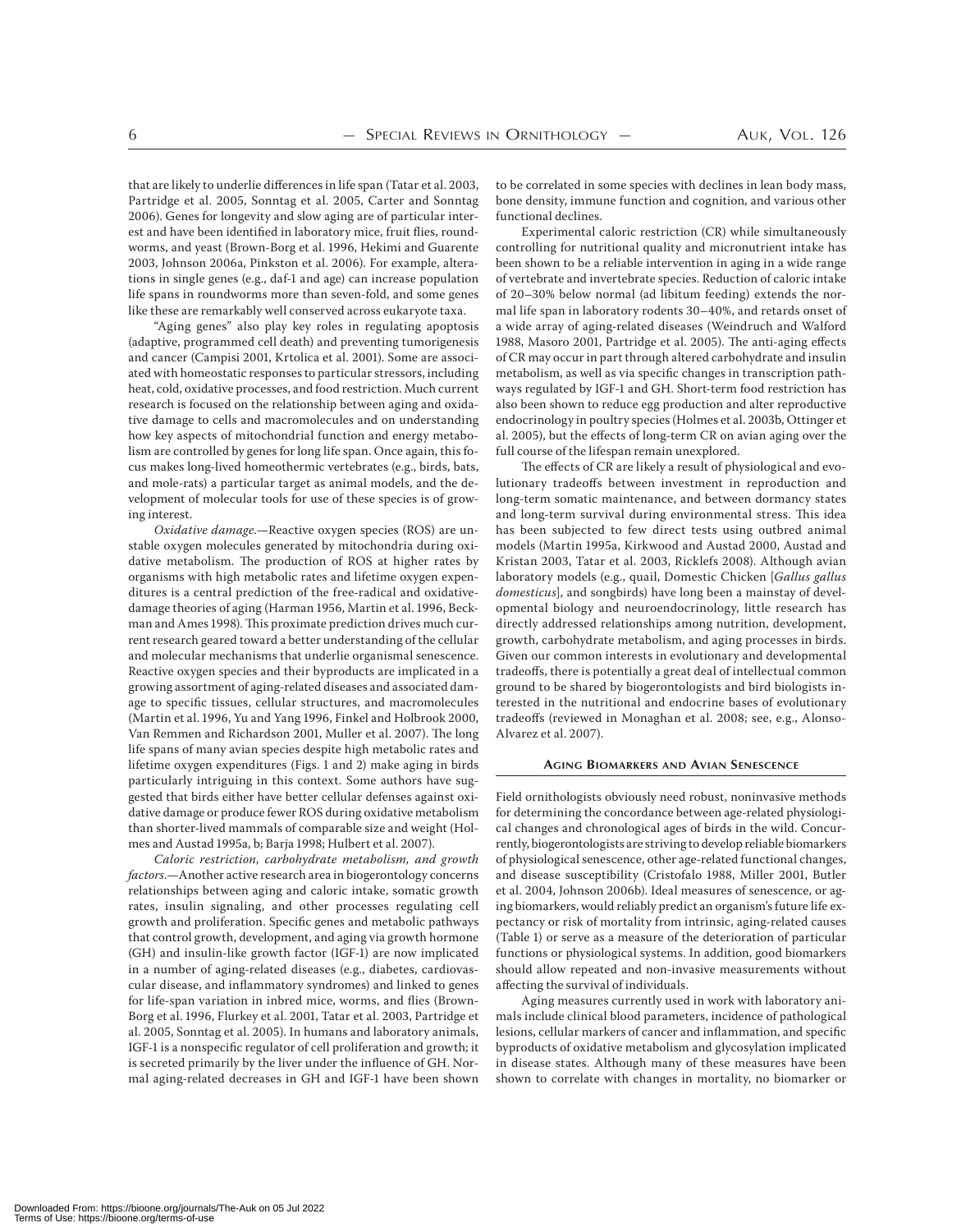that are likely to underlie differences in life span (Tatar et al. 2003, Partridge et al. 2005, Sonntag et al. 2005, Carter and Sonntag 2006). Genes for longevity and slow aging are of particular interest and have been identified in laboratory mice, fruit flies, roundworms, and yeast (Brown-Borg et al. 1996, Hekimi and Guarente 2003, Johnson 2006a, Pinkston et al. 2006). For example, alterations in single genes (e.g., daf-1 and age) can increase population life spans in roundworms more than seven-fold, and some genes like these are remarkably well conserved across eukaryote taxa.

"Aging genes" also play key roles in regulating apoptosis (adaptive, programmed cell death) and preventing tumorigenesis and cancer (Campisi 2001, Krtolica et al. 2001). Some are associated with homeostatic responses to particular stressors, including heat, cold, oxidative processes, and food restriction. Much current research is focused on the relationship between aging and oxidative damage to cells and macromolecules and on understanding how key aspects of mitochondrial function and energy metabolism are controlled by genes for long life span. Once again, this focus makes long-lived homeothermic vertebrates (e.g., birds, bats, and mole-rats) a particular target as animal models, and the development of molecular tools for use of these species is of growing interest.

*Oxidative damage.*—Reactive oxygen species (ROS) are unstable oxygen molecules generated by mitochondria during oxidative metabolism. The production of ROS at higher rates by organisms with high metabolic rates and lifetime oxygen expenditures is a central prediction of the free-radical and oxidative-damage theories of aging (Harman 1956, Martin et al. 1996, Beckman and Ames 1998). This proximate prediction drives much current research geared toward a better understanding of the cellular and molecular mechanisms that underlie organismal senescence. Reactive oxygen species and their byproducts are implicated in a growing assortment of aging-related diseases and associated damage to specific tissues, cellular structures, and macromolecules (Martin et al. 1996, Yu and Yang 1996, Finkel and Holbrook 2000, Van Remmen and Richardson 2001, Muller et al. 2007). The long life spans of many avian species despite high metabolic rates and lifetime oxygen expenditures (Figs. 1 and 2) make aging in birds particularly intriguing in this context. Some authors have suggested that birds either have better cellular defenses against oxidative damage or produce fewer ROS during oxidative metabolism than shorter-lived mammals of comparable size and weight (Holmes and Austad 1995a, b; Barja 1998; Hulbert et al. 2007).

*Caloric restriction, carbohydrate metabolism, and growth factors.*—Another active research area in biogerontology concerns relationships between aging and caloric intake, somatic growth rates, insulin signaling, and other processes regulating cell growth and proliferation. Specific genes and metabolic pathways that control growth, development, and aging via growth hormone (GH) and insulin-like growth factor (IGF-1) are now implicated in a number of aging-related diseases (e.g., diabetes, cardiovascular disease, and inflammatory syndromes) and linked to genes for life-span variation in inbred mice, worms, and flies (Brown-Borg et al. 1996, Flurkey et al. 2001, Tatar et al. 2003, Partridge et al. 2005, Sonntag et al. 2005). In humans and laboratory animals, IGF-1 is a nonspecific regulator of cell proliferation and growth; it is secreted primarily by the liver under the influence of GH. Normal aging-related decreases in GH and IGF-1 have been shown to be correlated in some species with declines in lean body mass, bone density, immune function and cognition, and various other functional declines.

Experimental caloric restriction (CR) while simultaneously controlling for nutritional quality and micronutrient intake has been shown to be a reliable intervention in aging in a wide range of vertebrate and invertebrate species. Reduction of caloric intake of 20–30% below normal (ad libitum feeding) extends the normal life span in laboratory rodents 30–40%, and retards onset of a wide array of aging-related diseases (Weindruch and Walford 1988, Masoro 2001, Partridge et al. 2005). The anti-aging effects of CR may occur in part through altered carbohydrate and insulin metabolism, as well as via specific changes in transcription pathways regulated by IGF-1 and GH. Short-term food restriction has also been shown to reduce egg production and alter reproductive endocrinology in poultry species (Holmes et al. 2003b, Ottinger et al. 2005), but the effects of long-term CR on avian aging over the full course of the lifespan remain unexplored.

The effects of CR are likely a result of physiological and evolutionary tradeoffs between investment in reproduction and long-term somatic maintenance, and between dormancy states and long-term survival during environmental stress. This idea has been subjected to few direct tests using outbred animal models (Martin 1995a, Kirkwood and Austad 2000, Austad and Kristan 2003, Tatar et al. 2003, Ricklefs 2008). Although avian laboratory models (e.g., quail, Domestic Chicken [*Gallus gallus domesticus*], and songbirds) have long been a mainstay of developmental biology and neuroendocrinology, little research has directly addressed relationships among nutrition, development, growth, carbohydrate metabolism, and aging processes in birds. Given our common interests in evolutionary and developmental tradeoffs, there is potentially a great deal of intellectual common ground to be shared by biogerontologists and bird biologists interested in the nutritional and endocrine bases of evolutionary tradeoffs (reviewed in Monaghan et al. 2008; see, e.g., Alonso-Alvarez et al. 2007).

## Aging Biomarkers and Avian Senescence

Field ornithologists obviously need robust, noninvasive methods for determining the concordance between age-related physiological changes and chronological ages of birds in the wild. Concurrently, biogerontologists are striving to develop reliable biomarkers of physiological senescence, other age-related functional changes, and disease susceptibility (Cristofalo 1988, Miller 2001, Butler et al. 2004, Johnson 2006b). Ideal measures of senescence, or aging biomarkers, would reliably predict an organism's future life expectancy or risk of mortality from intrinsic, aging-related causes (Table 1) or serve as a measure of the deterioration of particular functions or physiological systems. In addition, good biomarkers should allow repeated and non-invasive measurements without affecting the survival of individuals.

Aging measures currently used in work with laboratory animals include clinical blood parameters, incidence of pathological lesions, cellular markers of cancer and inflammation, and specific byproducts of oxidative metabolism and glycosylation implicated in disease states. Although many of these measures have been shown to correlate with changes in mortality, no biomarker or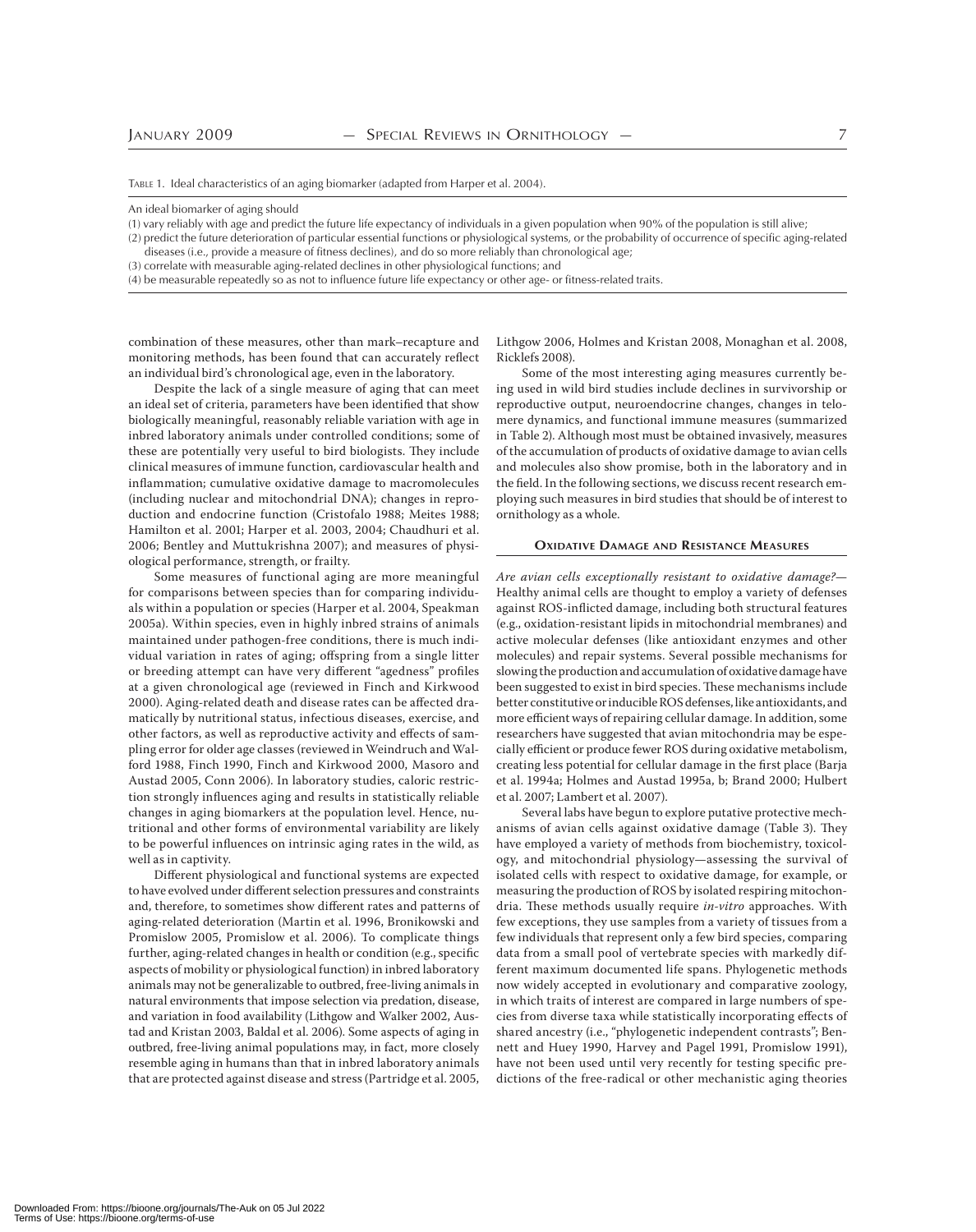Table 1. Ideal characteristics of an aging biomarker (adapted from Harper et al. 2004).

| An ideal biomarker of aging should |
| --- |
| (1) vary reliably with age and predict the future life expectancy of individuals in a given population when 90% of the population is still alive; |
| (2) predict the future deterioration of particular essential functions or physiological systems, or the probability of occurrence of specific aging-related diseases (i.e., provide a measure of fitness declines), and do so more reliably than chronological age; |
| (3) correlate with measurable aging-related declines in other physiological functions; and |
| (4) be measurable repeatedly so as not to influence future life expectancy or other age- or fitness-related traits. |

combination of these measures, other than mark–recapture and monitoring methods, has been found that can accurately reflect an individual bird's chronological age, even in the laboratory.

Despite the lack of a single measure of aging that can meet an ideal set of criteria, parameters have been identified that show biologically meaningful, reasonably reliable variation with age in inbred laboratory animals under controlled conditions; some of these are potentially very useful to bird biologists. They include clinical measures of immune function, cardiovascular health and inflammation; cumulative oxidative damage to macromolecules (including nuclear and mitochondrial DNA); changes in reproduction and endocrine function (Cristofalo 1988; Meites 1988; Hamilton et al. 2001; Harper et al. 2003, 2004; Chaudhuri et al. 2006; Bentley and Muttukrishna 2007); and measures of physiological performance, strength, or frailty.

Some measures of functional aging are more meaningful for comparisons between species than for comparing individuals within a population or species (Harper et al. 2004, Speakman 2005a). Within species, even in highly inbred strains of animals maintained under pathogen-free conditions, there is much individual variation in rates of aging; offspring from a single litter or breeding attempt can have very different "agedness" profiles at a given chronological age (reviewed in Finch and Kirkwood 2000). Aging-related death and disease rates can be affected dramatically by nutritional status, infectious diseases, exercise, and other factors, as well as reproductive activity and effects of sampling error for older age classes (reviewed in Weindruch and Walford 1988, Finch 1990, Finch and Kirkwood 2000, Masoro and Austad 2005, Conn 2006). In laboratory studies, caloric restriction strongly influences aging and results in statistically reliable changes in aging biomarkers at the population level. Hence, nutritional and other forms of environmental variability are likely to be powerful influences on intrinsic aging rates in the wild, as well as in captivity.

Different physiological and functional systems are expected to have evolved under different selection pressures and constraints and, therefore, to sometimes show different rates and patterns of aging-related deterioration (Martin et al. 1996, Bronikowski and Promislow 2005, Promislow et al. 2006). To complicate things further, aging-related changes in health or condition (e.g., specific aspects of mobility or physiological function) in inbred laboratory animals may not be generalizable to outbred, free-living animals in natural environments that impose selection via predation, disease, and variation in food availability (Lithgow and Walker 2002, Austad and Kristan 2003, Baldal et al. 2006). Some aspects of aging in outbred, free-living animal populations may, in fact, more closely resemble aging in humans than that in inbred laboratory animals that are protected against disease and stress (Partridge et al. 2005, Lithgow 2006, Holmes and Kristan 2008, Monaghan et al. 2008, Ricklefs 2008).

Some of the most interesting aging measures currently being used in wild bird studies include declines in survivorship or reproductive output, neuroendocrine changes, changes in telomere dynamics, and functional immune measures (summarized in Table 2). Although most must be obtained invasively, measures of the accumulation of products of oxidative damage to avian cells and molecules also show promise, both in the laboratory and in the field. In the following sections, we discuss recent research employing such measures in bird studies that should be of interest to ornithology as a whole.

## Oxidative Damage and Resistance Measures

*Are avian cells exceptionally resistant to oxidative damage?*— Healthy animal cells are thought to employ a variety of defenses against ROS-inflicted damage, including both structural features (e.g., oxidation-resistant lipids in mitochondrial membranes) and active molecular defenses (like antioxidant enzymes and other molecules) and repair systems. Several possible mechanisms for slowing the production and accumulation of oxidative damage have been suggested to exist in bird species. These mechanisms include better constitutive or inducible ROS defenses, like antioxidants, and more efficient ways of repairing cellular damage. In addition, some researchers have suggested that avian mitochondria may be especially efficient or produce fewer ROS during oxidative metabolism, creating less potential for cellular damage in the first place (Barja et al. 1994a; Holmes and Austad 1995a, b; Brand 2000; Hulbert et al. 2007; Lambert et al. 2007).

Several labs have begun to explore putative protective mechanisms of avian cells against oxidative damage (Table 3). They have employed a variety of methods from biochemistry, toxicology, and mitochondrial physiology—assessing the survival of isolated cells with respect to oxidative damage, for example, or measuring the production of ROS by isolated respiring mitochondria. These methods usually require *in-vitro* approaches. With few exceptions, they use samples from a variety of tissues from a few individuals that represent only a few bird species, comparing data from a small pool of vertebrate species with markedly different maximum documented life spans. Phylogenetic methods now widely accepted in evolutionary and comparative zoology, in which traits of interest are compared in large numbers of species from diverse taxa while statistically incorporating effects of shared ancestry (i.e., "phylogenetic independent contrasts"; Bennett and Huey 1990, Harvey and Pagel 1991, Promislow 1991), have not been used until very recently for testing specific predictions of the free-radical or other mechanistic aging theories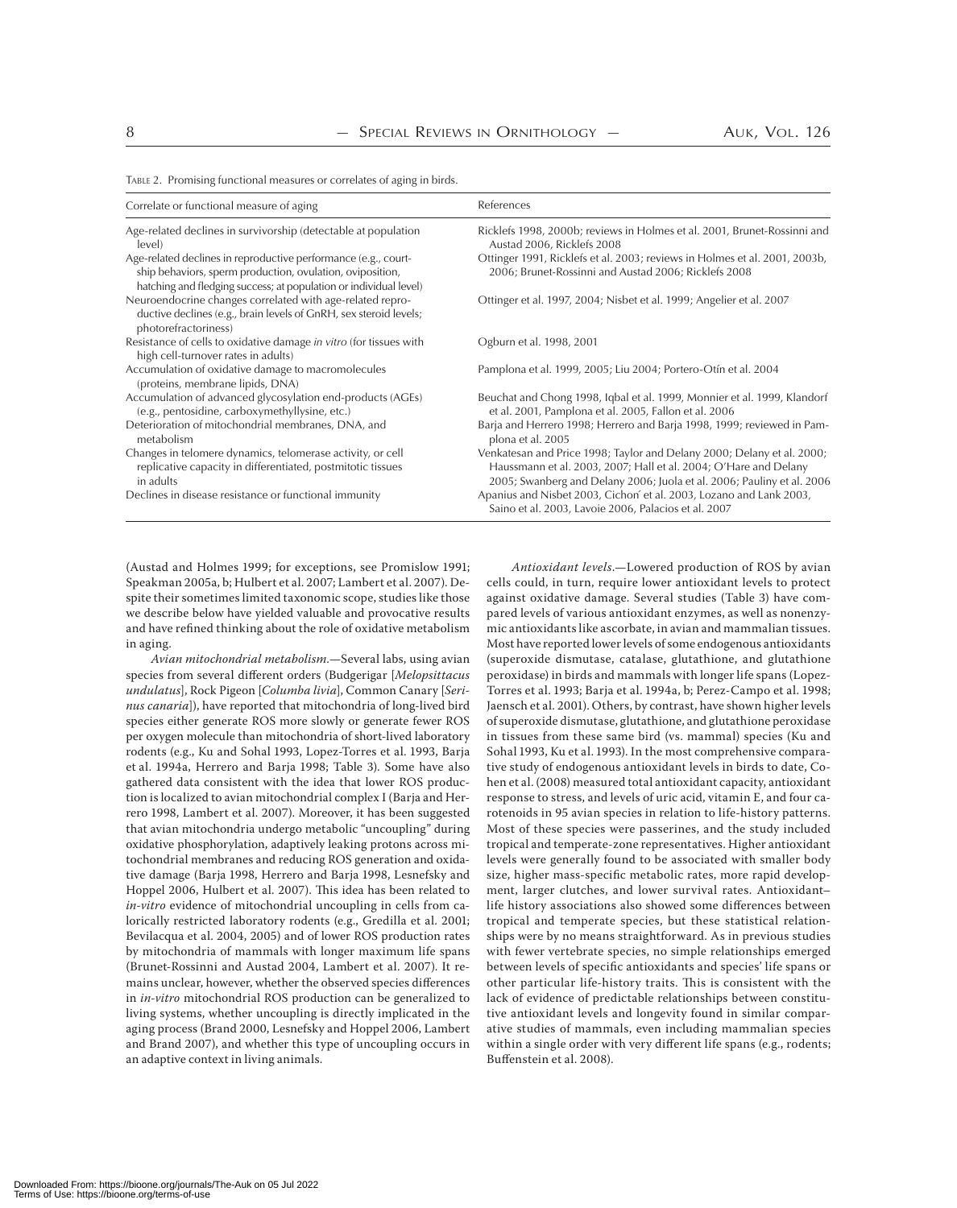Table 2. Promising functional measures or correlates of aging in birds.

| Correlate or functional measure of aging | References |
|---|---|
| Age-related declines in survivorship (detectable at population level) | Ricklefs 1998, 2000b; reviews in Holmes et al. 2001, Brunet-Rossinni and Austad 2006, Ricklefs 2008 |
| Age-related declines in reproductive performance (e.g., courtship behaviors, sperm production, ovulation, oviposition, hatching and fledging success; at population or individual level) | Ottinger 1991, Ricklefs et al. 2003; reviews in Holmes et al. 2001, 2003b, 2006; Brunet-Rossinni and Austad 2006; Ricklefs 2008 |
| Neuroendocrine changes correlated with age-related reproductive declines (e.g., brain levels of GnRH, sex steroid levels; photorefractoriness) | Ottinger et al. 1997, 2004; Nisbet et al. 1999; Angelier et al. 2007 |
| Resistance of cells to oxidative damage *in vitro* (for tissues with high cell-turnover rates in adults) | Ogburn et al. 1998, 2001 |
| Accumulation of oxidative damage to macromolecules (proteins, membrane lipids, DNA) | Pamplona et al. 1999, 2005; Liu 2004; Portero-Otín et al. 2004 |
| Accumulation of advanced glycosylation end-products (AGEs) (e.g., pentosidine, carboxymethyllysine, etc.) | Beuchat and Chong 1998, Iqbal et al. 1999, Monnier et al. 1999, Klandorf et al. 2001, Pamplona et al. 2005, Fallon et al. 2006 |
| Deterioration of mitochondrial membranes, DNA, and metabolism | Barja and Herrero 1998; Herrero and Barja 1998, 1999; reviewed in Pamplona et al. 2005 |
| Changes in telomere dynamics, telomerase activity, or cell replicative capacity in differentiated, postmitotic tissues in adults | Venkatesan and Price 1998; Taylor and Delany 2000; Delany et al. 2000; Haussmann et al. 2003, 2007; Hall et al. 2004; O'Hare and Delany 2005; Swanberg and Delany 2006; Juola et al. 2006; Pauliny et al. 2006 |
| Declines in disease resistance or functional immunity | Apanius and Nisbet 2003, Cichoń et al. 2003, Lozano and Lank 2003, Saino et al. 2003, Lavoie 2006, Palacios et al. 2007 |

(Austad and Holmes 1999; for exceptions, see Promislow 1991; Speakman 2005a, b; Hulbert et al. 2007; Lambert et al. 2007). Despite their sometimes limited taxonomic scope, studies like those we describe below have yielded valuable and provocative results and have refined thinking about the role of oxidative metabolism in aging.

*Avian mitochondrial metabolism.*—Several labs, using avian species from several different orders (Budgerigar [*Melopsittacus undulatus*], Rock Pigeon [*Columba livia*], Common Canary [*Serinus canaria*]), have reported that mitochondria of long-lived bird species either generate ROS more slowly or generate fewer ROS per oxygen molecule than mitochondria of short-lived laboratory rodents (e.g., Ku and Sohal 1993, Lopez-Torres et al. 1993, Barja et al. 1994a, Herrero and Barja 1998; Table 3). Some have also gathered data consistent with the idea that lower ROS production is localized to avian mitochondrial complex I (Barja and Herrero 1998, Lambert et al. 2007). Moreover, it has been suggested that avian mitochondria undergo metabolic "uncoupling" during oxidative phosphorylation, adaptively leaking protons across mitochondrial membranes and reducing ROS generation and oxidative damage (Barja 1998, Herrero and Barja 1998, Lesnefsky and Hoppel 2006, Hulbert et al. 2007). This idea has been related to *in-vitro* evidence of mitochondrial uncoupling in cells from calorically restricted laboratory rodents (e.g., Gredilla et al. 2001; Bevilacqua et al. 2004, 2005) and of lower ROS production rates by mitochondria of mammals with longer maximum life spans (Brunet-Rossinni and Austad 2004, Lambert et al. 2007). It remains unclear, however, whether the observed species differences in *in-vitro* mitochondrial ROS production can be generalized to living systems, whether uncoupling is directly implicated in the aging process (Brand 2000, Lesnefsky and Hoppel 2006, Lambert and Brand 2007), and whether this type of uncoupling occurs in an adaptive context in living animals.

*Antioxidant levels.*—Lowered production of ROS by avian cells could, in turn, require lower antioxidant levels to protect against oxidative damage. Several studies (Table 3) have compared levels of various antioxidant enzymes, as well as nonenzymic antioxidants like ascorbate, in avian and mammalian tissues. Most have reported lower levels of some endogenous antioxidants (superoxide dismutase, catalase, glutathione, and glutathione peroxidase) in birds and mammals with longer life spans (Lopez-Torres et al. 1993; Barja et al. 1994a, b; Perez-Campo et al. 1998; Jaensch et al. 2001). Others, by contrast, have shown higher levels of superoxide dismutase, glutathione, and glutathione peroxidase in tissues from these same bird (vs. mammal) species (Ku and Sohal 1993, Ku et al. 1993). In the most comprehensive comparative study of endogenous antioxidant levels in birds to date, Cohen et al. (2008) measured total antioxidant capacity, antioxidant response to stress, and levels of uric acid, vitamin E, and four carotenoids in 95 avian species in relation to life-history patterns. Most of these species were passerines, and the study included tropical and temperate-zone representatives. Higher antioxidant levels were generally found to be associated with smaller body size, higher mass-specific metabolic rates, more rapid development, larger clutches, and lower survival rates. Antioxidant–life history associations also showed some differences between tropical and temperate species, but these statistical relationships were by no means straightforward. As in previous studies with fewer vertebrate species, no simple relationships emerged between levels of specific antioxidants and species' life spans or other particular life-history traits. This is consistent with the lack of evidence of predictable relationships between constitutive antioxidant levels and longevity found in similar comparative studies of mammals, even including mammalian species within a single order with very different life spans (e.g., rodents; Buffenstein et al. 2008).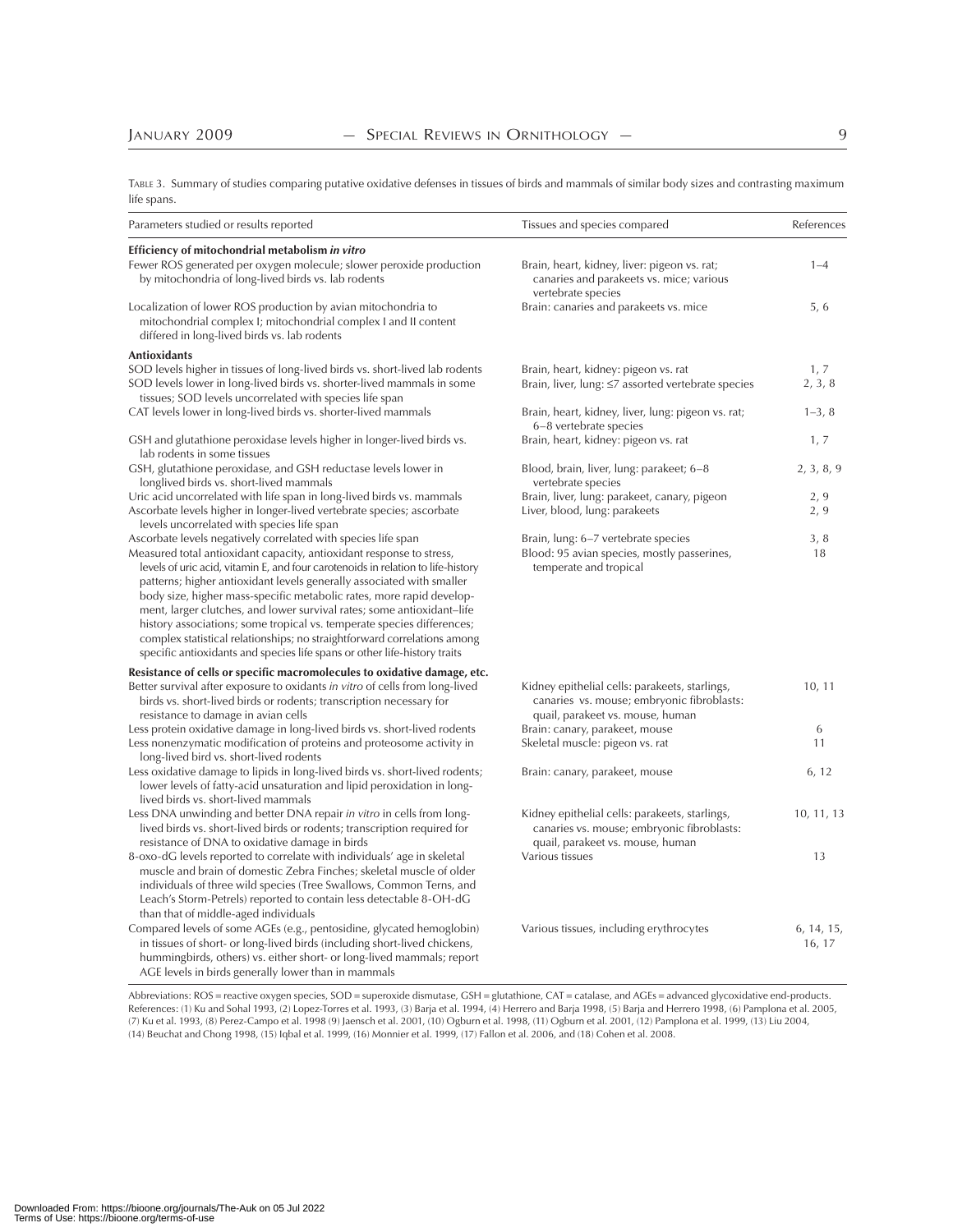Table 3. Summary of studies comparing putative oxidative defenses in tissues of birds and mammals of similar body sizes and contrasting maximum life spans.

| Parameters studied or results reported | Tissues and species compared | References |
|---|---|---|
| **Efficiency of mitochondrial metabolism *in vitro*** | | |
| Fewer ROS generated per oxygen molecule; slower peroxide production by mitochondria of long-lived birds vs. lab rodents | Brain, heart, kidney, liver: pigeon vs. rat; canaries and parakeets vs. mice; various vertebrate species | 1–4 |
| Localization of lower ROS production by avian mitochondria to mitochondrial complex I; mitochondrial complex I and II content differed in long-lived birds vs. lab rodents | Brain: canaries and parakeets vs. mice | 5, 6 |
| **Antioxidants** | | |
| SOD levels higher in tissues of long-lived birds vs. short-lived lab rodents | Brain, heart, kidney: pigeon vs. rat | 1, 7 |
| SOD levels lower in long-lived birds vs. shorter-lived mammals in some tissues; SOD levels uncorrelated with species life span | Brain, liver, lung: ≤7 assorted vertebrate species | 2, 3, 8 |
| CAT levels lower in long-lived birds vs. shorter-lived mammals | Brain, heart, kidney, liver, lung: pigeon vs. rat; 6–8 vertebrate species | 1–3, 8 |
| GSH and glutathione peroxidase levels higher in longer-lived birds vs. lab rodents in some tissues | Brain, heart, kidney: pigeon vs. rat | 1, 7 |
| GSH, glutathione peroxidase, and GSH reductase levels lower in longlived birds vs. short-lived mammals | Blood, brain, liver, lung: parakeet; 6–8 vertebrate species | 2, 3, 8, 9 |
| Uric acid uncorrelated with life span in long-lived birds vs. mammals | Brain, liver, lung: parakeet, canary, pigeon | 2, 9 |
| Ascorbate levels higher in longer-lived vertebrate species; ascorbate levels uncorrelated with species life span | Liver, blood, lung: parakeets | 2, 9 |
| Ascorbate levels negatively correlated with species life span | Brain, lung: 6–7 vertebrate species | 3, 8 |
| Measured total antioxidant capacity, antioxidant response to stress, levels of uric acid, vitamin E, and four carotenoids in relation to life-history patterns; higher antioxidant levels generally associated with smaller body size, higher mass-specific metabolic rates, more rapid development, larger clutches, and lower survival rates; some antioxidant–life history associations; some tropical vs. temperate species differences; complex statistical relationships; no straightforward correlations among specific antioxidants and species life spans or other life-history traits | Blood: 95 avian species, mostly passerines, temperate and tropical | 18 |
| **Resistance of cells or specific macromolecules to oxidative damage, etc.** | | |
| Better survival after exposure to oxidants *in vitro* of cells from long-lived birds vs. short-lived birds or rodents; transcription necessary for resistance to damage in avian cells | Kidney epithelial cells: parakeets, starlings, canaries vs. mouse; embryonic fibroblasts: quail, parakeet vs. mouse, human | 10, 11 |
| Less protein oxidative damage in long-lived birds vs. short-lived rodents | Brain: canary, parakeet, mouse | 6 |
| Less nonenzymatic modification of proteins and proteosome activity in long-lived bird vs. short-lived rodents | Skeletal muscle: pigeon vs. rat | 11 |
| Less oxidative damage to lipids in long-lived birds vs. short-lived rodents; lower levels of fatty-acid unsaturation and lipid peroxidation in long-lived birds vs. short-lived mammals | Brain: canary, parakeet, mouse | 6, 12 |
| Less DNA unwinding and better DNA repair *in vitro* in cells from long-lived birds vs. short-lived birds or rodents; transcription required for resistance of DNA to oxidative damage in birds | Kidney epithelial cells: parakeets, starlings, canaries vs. mouse; embryonic fibroblasts: quail, parakeet vs. mouse, human | 10, 11, 13 |
| 8-oxo-dG levels reported to correlate with individuals' age in skeletal muscle and brain of domestic Zebra Finches; skeletal muscle of older individuals of three wild species (Tree Swallows, Common Terns, and Leach's Storm-Petrels) reported to contain less detectable 8-OH-dG than that of middle-aged individuals | Various tissues | 13 |
| Compared levels of some AGEs (e.g., pentosidine, glycated hemoglobin) in tissues of short- or long-lived birds (including short-lived chickens, hummingbirds, others) vs. either short- or long-lived mammals; report AGE levels in birds generally lower than in mammals | Various tissues, including erythrocytes | 6, 14, 15, 16, 17 |

Abbreviations: ROS = reactive oxygen species, SOD = superoxide dismutase, GSH = glutathione, CAT = catalase, and AGEs = advanced glycoxidative end-products. References: (1) Ku and Sohal 1993, (2) Lopez-Torres et al. 1993, (3) Barja et al. 1994, (4) Herrero and Barja 1998, (5) Barja and Herrero 1998, (6) Pamplona et al. 2005, (7) Ku et al. 1993, (8) Perez-Campo et al. 1998 (9) Jaensch et al. 2001, (10) Ogburn et al. 1998, (11) Ogburn et al. 2001, (12) Pamplona et al. 1999, (13) Liu 2004, (14) Beuchat and Chong 1998, (15) Iqbal et al. 1999, (16) Monnier et al. 1999, (17) Fallon et al. 2006, and (18) Cohen et al. 2008.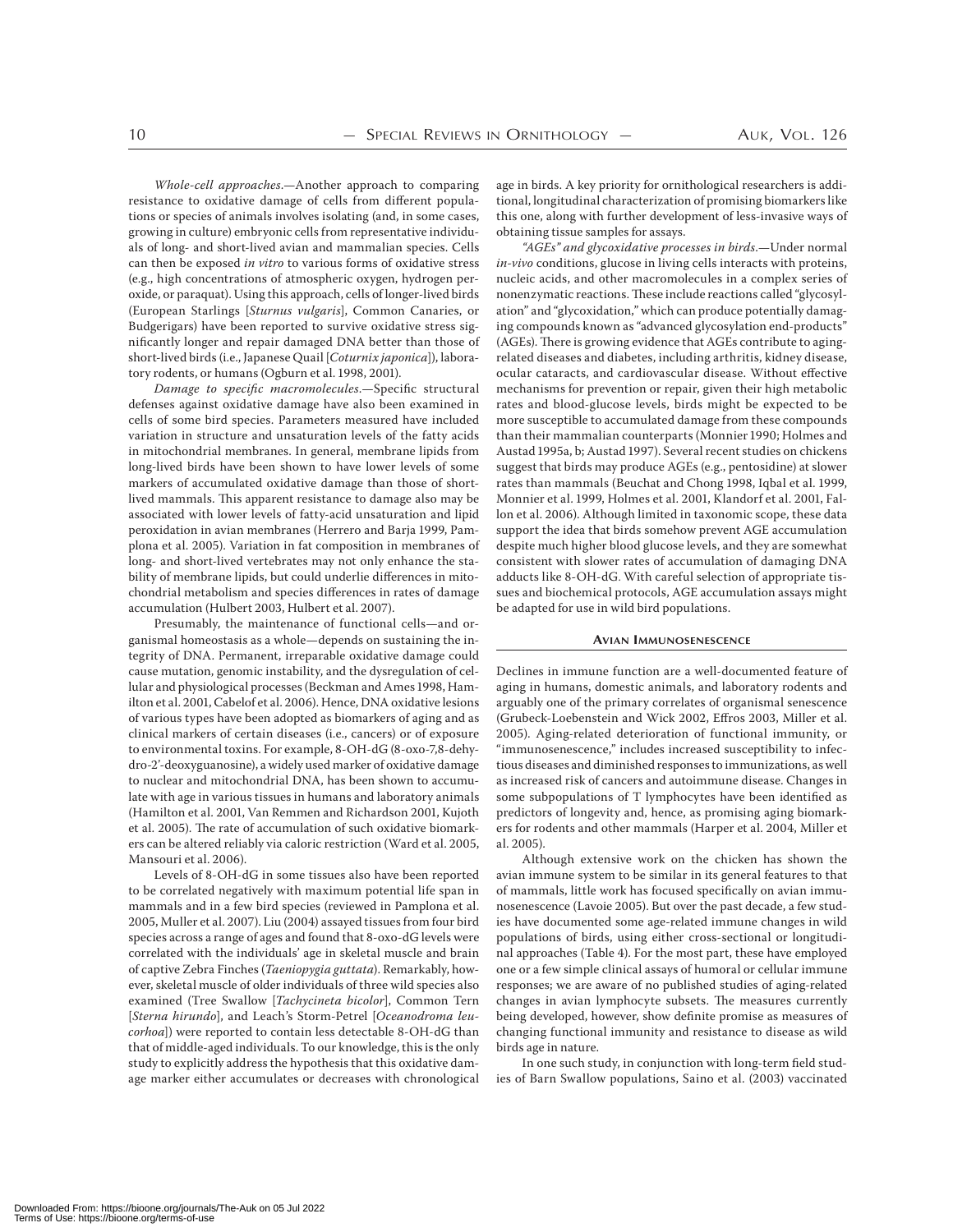*Whole-cell approaches.*—Another approach to comparing resistance to oxidative damage of cells from different populations or species of animals involves isolating (and, in some cases, growing in culture) embryonic cells from representative individuals of long- and short-lived avian and mammalian species. Cells can then be exposed *in vitro* to various forms of oxidative stress (e.g., high concentrations of atmospheric oxygen, hydrogen peroxide, or paraquat). Using this approach, cells of longer-lived birds (European Starlings [*Sturnus vulgaris*], Common Canaries, or Budgerigars) have been reported to survive oxidative stress significantly longer and repair damaged DNA better than those of short-lived birds (i.e., Japanese Quail [*Coturnix japonica*]), laboratory rodents, or humans (Ogburn et al. 1998, 2001).

*Damage to specific macromolecules.*—Specific structural defenses against oxidative damage have also been examined in cells of some bird species. Parameters measured have included variation in structure and unsaturation levels of the fatty acids in mitochondrial membranes. In general, membrane lipids from long-lived birds have been shown to have lower levels of some markers of accumulated oxidative damage than those of short-lived mammals. This apparent resistance to damage also may be associated with lower levels of fatty-acid unsaturation and lipid peroxidation in avian membranes (Herrero and Barja 1999, Pamplona et al. 2005). Variation in fat composition in membranes of long- and short-lived vertebrates may not only enhance the stability of membrane lipids, but could underlie differences in mitochondrial metabolism and species differences in rates of damage accumulation (Hulbert 2003, Hulbert et al. 2007).

Presumably, the maintenance of functional cells—and organismal homeostasis as a whole—depends on sustaining the integrity of DNA. Permanent, irreparable oxidative damage could cause mutation, genomic instability, and the dysregulation of cellular and physiological processes (Beckman and Ames 1998, Hamilton et al. 2001, Cabelof et al. 2006). Hence, DNA oxidative lesions of various types have been adopted as biomarkers of aging and as clinical markers of certain diseases (i.e., cancers) or of exposure to environmental toxins. For example, 8-OH-dG (8-oxo-7,8-dehydro-2′-deoxyguanosine), a widely used marker of oxidative damage to nuclear and mitochondrial DNA, has been shown to accumulate with age in various tissues in humans and laboratory animals (Hamilton et al. 2001, Van Remmen and Richardson 2001, Kujoth et al. 2005). The rate of accumulation of such oxidative biomarkers can be altered reliably via caloric restriction (Ward et al. 2005, Mansouri et al. 2006).

Levels of 8-OH-dG in some tissues also have been reported to be correlated negatively with maximum potential life span in mammals and in a few bird species (reviewed in Pamplona et al. 2005, Muller et al. 2007). Liu (2004) assayed tissues from four bird species across a range of ages and found that 8-oxo-dG levels were correlated with the individuals' age in skeletal muscle and brain of captive Zebra Finches (*Taeniopygia guttata*). Remarkably, however, skeletal muscle of older individuals of three wild species also examined (Tree Swallow [*Tachycineta bicolor*], Common Tern [*Sterna hirundo*], and Leach's Storm-Petrel [*Oceanodroma leucorhoa*]) were reported to contain less detectable 8-OH-dG than that of middle-aged individuals. To our knowledge, this is the only study to explicitly address the hypothesis that this oxidative damage marker either accumulates or decreases with chronological age in birds. A key priority for ornithological researchers is additional, longitudinal characterization of promising biomarkers like this one, along with further development of less-invasive ways of obtaining tissue samples for assays.

*"AGEs" and glycoxidative processes in birds.*—Under normal *in-vivo* conditions, glucose in living cells interacts with proteins, nucleic acids, and other macromolecules in a complex series of nonenzymatic reactions. These include reactions called "glycosylation" and "glycoxidation," which can produce potentially damaging compounds known as "advanced glycosylation end-products" (AGEs). There is growing evidence that AGEs contribute to aging-related diseases and diabetes, including arthritis, kidney disease, ocular cataracts, and cardiovascular disease. Without effective mechanisms for prevention or repair, given their high metabolic rates and blood-glucose levels, birds might be expected to be more susceptible to accumulated damage from these compounds than their mammalian counterparts (Monnier 1990; Holmes and Austad 1995a, b; Austad 1997). Several recent studies on chickens suggest that birds may produce AGEs (e.g., pentosidine) at slower rates than mammals (Beuchat and Chong 1998, Iqbal et al. 1999, Monnier et al. 1999, Holmes et al. 2001, Klandorf et al. 2001, Fallon et al. 2006). Although limited in taxonomic scope, these data support the idea that birds somehow prevent AGE accumulation despite much higher blood glucose levels, and they are somewhat consistent with slower rates of accumulation of damaging DNA adducts like 8-OH-dG. With careful selection of appropriate tissues and biochemical protocols, AGE accumulation assays might be adapted for use in wild bird populations.

## Avian Immunosenescence

Declines in immune function are a well-documented feature of aging in humans, domestic animals, and laboratory rodents and arguably one of the primary correlates of organismal senescence (Grubeck-Loebenstein and Wick 2002, Effros 2003, Miller et al. 2005). Aging-related deterioration of functional immunity, or "immunosenescence," includes increased susceptibility to infectious diseases and diminished responses to immunizations, as well as increased risk of cancers and autoimmune disease. Changes in some subpopulations of T lymphocytes have been identified as predictors of longevity and, hence, as promising aging biomarkers for rodents and other mammals (Harper et al. 2004, Miller et al. 2005).

Although extensive work on the chicken has shown the avian immune system to be similar in its general features to that of mammals, little work has focused specifically on avian immunosenescence (Lavoie 2005). But over the past decade, a few studies have documented some age-related immune changes in wild populations of birds, using either cross-sectional or longitudinal approaches (Table 4). For the most part, these have employed one or a few simple clinical assays of humoral or cellular immune responses; we are aware of no published studies of aging-related changes in avian lymphocyte subsets. The measures currently being developed, however, show definite promise as measures of changing functional immunity and resistance to disease as wild birds age in nature.

In one such study, in conjunction with long-term field studies of Barn Swallow populations, Saino et al. (2003) vaccinated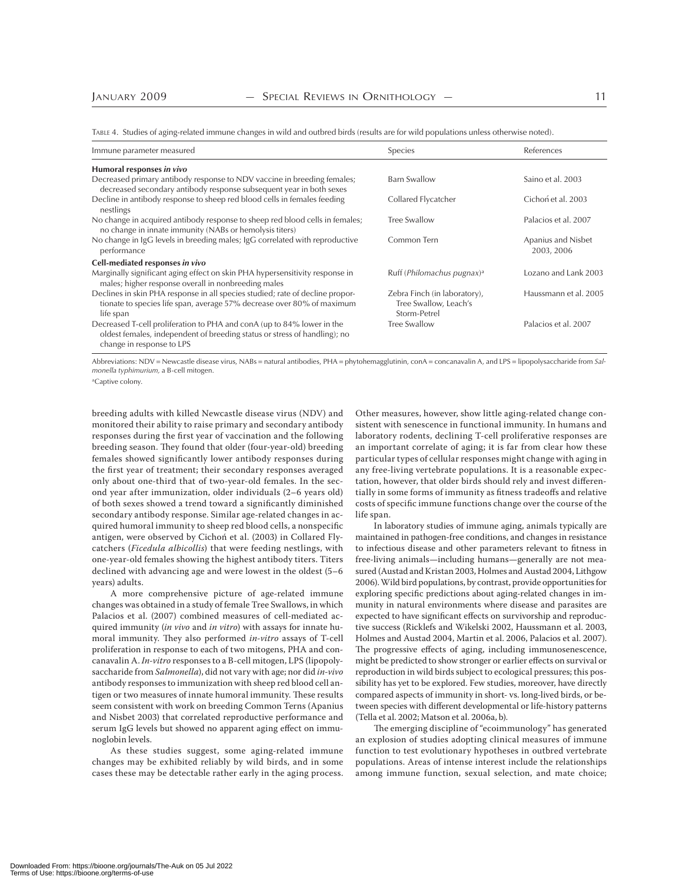TABLE 4. Studies of aging-related immune changes in wild and outbred birds (results are for wild populations unless otherwise noted).

| Immune parameter measured | Species | References |
|---|---|---|
| **Humoral responses *in vivo*** | | |
| Decreased primary antibody response to NDV vaccine in breeding females; decreased secondary antibody response subsequent year in both sexes | Barn Swallow | Saino et al. 2003 |
| Decline in antibody response to sheep red blood cells in females feeding nestlings | Collared Flycatcher | Cichoń et al. 2003 |
| No change in acquired antibody response to sheep red blood cells in females; no change in innate immunity (NABs or hemolysis titers) | Tree Swallow | Palacios et al. 2007 |
| No change in IgG levels in breeding males; IgG correlated with reproductive performance | Common Tern | Apanius and Nisbet 2003, 2006 |
| **Cell-mediated responses *in vivo*** | | |
| Marginally significant aging effect on skin PHA hypersensitivity response in males; higher response overall in nonbreeding males | Ruff (*Philomachus pugnax*)[a] | Lozano and Lank 2003 |
| Declines in skin PHA response in all species studied; rate of decline proportionate to species life span, average 57% decrease over 80% of maximum life span | Zebra Finch (in laboratory), Tree Swallow, Leach's Storm-Petrel | Haussmann et al. 2005 |
| Decreased T-cell proliferation to PHA and conA (up to 84% lower in the oldest females, independent of breeding status or stress of handling); no change in response to LPS | Tree Swallow | Palacios et al. 2007 |

Abbreviations: NDV = Newcastle disease virus, NABs = natural antibodies, PHA = phytohemagglutinin, conA = concanavalin A, and LPS = lipopolysaccharide from *Salmonella typhimurium,* a B-cell mitogen.

[a]Captive colony.

breeding adults with killed Newcastle disease virus (NDV) and monitored their ability to raise primary and secondary antibody responses during the first year of vaccination and the following breeding season. They found that older (four-year-old) breeding females showed significantly lower antibody responses during the first year of treatment; their secondary responses averaged only about one-third that of two-year-old females. In the second year after immunization, older individuals (2–6 years old) of both sexes showed a trend toward a significantly diminished secondary antibody response. Similar age-related changes in acquired humoral immunity to sheep red blood cells, a nonspecific antigen, were observed by Cichoń et al. (2003) in Collared Flycatchers (*Ficedula albicollis*) that were feeding nestlings, with one-year-old females showing the highest antibody titers. Titers declined with advancing age and were lowest in the oldest (5–6 years) adults.

A more comprehensive picture of age-related immune changes was obtained in a study of female Tree Swallows, in which Palacios et al. (2007) combined measures of cell-mediated acquired immunity (*in vivo* and *in vitro*) with assays for innate humoral immunity. They also performed *in-vitro* assays of T-cell proliferation in response to each of two mitogens, PHA and concanavalin A. *In-vitro* responses to a B-cell mitogen, LPS (lipopolysaccharide from *Salmonella*), did not vary with age; nor did *in-vivo* antibody responses to immunization with sheep red blood cell antigen or two measures of innate humoral immunity. These results seem consistent with work on breeding Common Terns (Apanius and Nisbet 2003) that correlated reproductive performance and serum IgG levels but showed no apparent aging effect on immunoglobin levels.

As these studies suggest, some aging-related immune changes may be exhibited reliably by wild birds, and in some cases these may be detectable rather early in the aging process. Other measures, however, show little aging-related change consistent with senescence in functional immunity. In humans and laboratory rodents, declining T-cell proliferative responses are an important correlate of aging; it is far from clear how these particular types of cellular responses might change with aging in any free-living vertebrate populations. It is a reasonable expectation, however, that older birds should rely and invest differentially in some forms of immunity as fitness tradeoffs and relative costs of specific immune functions change over the course of the life span.

In laboratory studies of immune aging, animals typically are maintained in pathogen-free conditions, and changes in resistance to infectious disease and other parameters relevant to fitness in free-living animals—including humans—generally are not measured (Austad and Kristan 2003, Holmes and Austad 2004, Lithgow 2006). Wild bird populations, by contrast, provide opportunities for exploring specific predictions about aging-related changes in immunity in natural environments where disease and parasites are expected to have significant effects on survivorship and reproductive success (Ricklefs and Wikelski 2002, Haussmann et al. 2003, Holmes and Austad 2004, Martin et al. 2006, Palacios et al. 2007). The progressive effects of aging, including immunosenescence, might be predicted to show stronger or earlier effects on survival or reproduction in wild birds subject to ecological pressures; this possibility has yet to be explored. Few studies, moreover, have directly compared aspects of immunity in short- vs. long-lived birds, or between species with different developmental or life-history patterns (Tella et al. 2002; Matson et al. 2006a, b).

The emerging discipline of "ecoimmunology" has generated an explosion of studies adopting clinical measures of immune function to test evolutionary hypotheses in outbred vertebrate populations. Areas of intense interest include the relationships among immune function, sexual selection, and mate choice;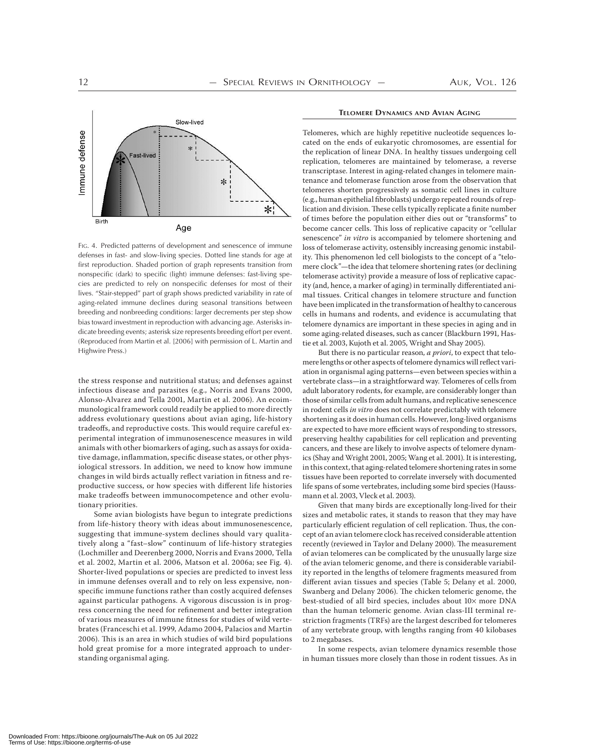Slow-lived

Fast-lived

Immune defense

Birth

Age

Fig. 4. Predicted patterns of development and senescence of immune defenses in fast- and slow-living species. Dotted line stands for age at first reproduction. Shaded portion of graph represents transition from nonspecific (dark) to specific (light) immune defenses: fast-living species are predicted to rely on nonspecific defenses for most of their lives. "Stair-stepped" part of graph shows predicted variability in rate of aging-related immune declines during seasonal transitions between breeding and nonbreeding conditions: larger decrements per step show bias toward investment in reproduction with advancing age. Asterisks indicate breeding events; asterisk size represents breeding effort per event. (Reproduced from Martin et al. [2006] with permission of L. Martin and Highwire Press.)

the stress response and nutritional status; and defenses against infectious disease and parasites (e.g., Norris and Evans 2000, Alonso-Alvarez and Tella 2001, Martin et al. 2006). An ecoimmunological framework could readily be applied to more directly address evolutionary questions about avian aging, life-history tradeoffs, and reproductive costs. This would require careful experimental integration of immunosenescence measures in wild animals with other biomarkers of aging, such as assays for oxidative damage, inflammation, specific disease states, or other physiological stressors. In addition, we need to know how immune changes in wild birds actually reflect variation in fitness and reproductive success, or how species with different life histories make tradeoffs between immunocompetence and other evolutionary priorities.

Some avian biologists have begun to integrate predictions from life-history theory with ideas about immunosenescence, suggesting that immune-system declines should vary qualitatively along a "fast–slow" continuum of life-history strategies (Lochmiller and Deerenberg 2000, Norris and Evans 2000, Tella et al. 2002, Martin et al. 2006, Matson et al. 2006a; see Fig. 4). Shorter-lived populations or species are predicted to invest less in immune defenses overall and to rely on less expensive, nonspecific immune functions rather than costly acquired defenses against particular pathogens. A vigorous discussion is in progress concerning the need for refinement and better integration of various measures of immune fitness for studies of wild vertebrates (Franceschi et al. 1999, Adamo 2004, Palacios and Martin 2006). This is an area in which studies of wild bird populations hold great promise for a more integrated approach to understanding organismal aging.

## Telomere Dynamics and Avian Aging

Telomeres, which are highly repetitive nucleotide sequences located on the ends of eukaryotic chromosomes, are essential for the replication of linear DNA. In healthy tissues undergoing cell replication, telomeres are maintained by telomerase, a reverse transcriptase. Interest in aging-related changes in telomere maintenance and telomerase function arose from the observation that telomeres shorten progressively as somatic cell lines in culture (e.g., human epithelial fibroblasts) undergo repeated rounds of replication and division. These cells typically replicate a finite number of times before the population either dies out or "transforms" to become cancer cells. This loss of replicative capacity or "cellular senescence" *in vitro* is accompanied by telomere shortening and loss of telomerase activity, ostensibly increasing genomic instability. This phenomenon led cell biologists to the concept of a "telomere clock"—the idea that telomere shortening rates (or declining telomerase activity) provide a measure of loss of replicative capacity (and, hence, a marker of aging) in terminally differentiated animal tissues. Critical changes in telomere structure and function have been implicated in the transformation of healthy to cancerous cells in humans and rodents, and evidence is accumulating that telomere dynamics are important in these species in aging and in some aging-related diseases, such as cancer (Blackburn 1991, Hastie et al. 2003, Kujoth et al. 2005, Wright and Shay 2005).

But there is no particular reason, *a priori*, to expect that telomere lengths or other aspects of telomere dynamics will reflect variation in organismal aging patterns—even between species within a vertebrate class—in a straightforward way. Telomeres of cells from adult laboratory rodents, for example, are considerably longer than those of similar cells from adult humans, and replicative senescence in rodent cells *in vitro* does not correlate predictably with telomere shortening as it does in human cells. However, long-lived organisms are expected to have more efficient ways of responding to stressors, preserving healthy capabilities for cell replication and preventing cancers, and these are likely to involve aspects of telomere dynamics (Shay and Wright 2001, 2005; Wang et al. 2001). It is interesting, in this context, that aging-related telomere shortening rates in some tissues have been reported to correlate inversely with documented life spans of some vertebrates, including some bird species (Haussmann et al. 2003, Vleck et al. 2003).

Given that many birds are exceptionally long-lived for their sizes and metabolic rates, it stands to reason that they may have particularly efficient regulation of cell replication. Thus, the concept of an avian telomere clock has received considerable attention recently (reviewed in Taylor and Delany 2000). The measurement of avian telomeres can be complicated by the unusually large size of the avian telomeric genome, and there is considerable variability reported in the lengths of telomere fragments measured from different avian tissues and species (Table 5; Delany et al. 2000, Swanberg and Delany 2006). The chicken telomeric genome, the best-studied of all bird species, includes about 10× more DNA than the human telomeric genome. Avian class-III terminal restriction fragments (TRFs) are the largest described for telomeres of any vertebrate group, with lengths ranging from 40 kilobases to 2 megabases.

In some respects, avian telomere dynamics resemble those in human tissues more closely than those in rodent tissues. As in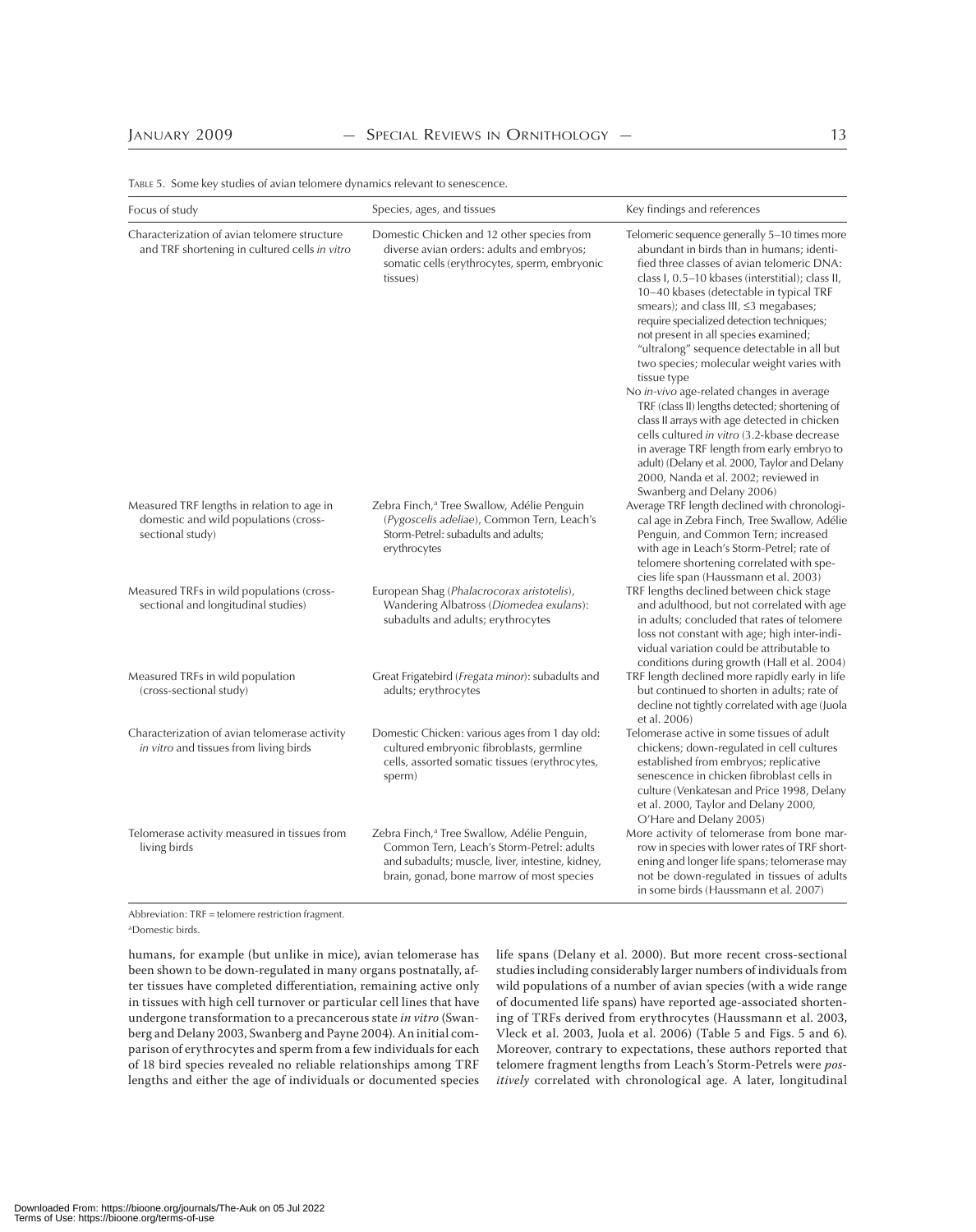Table 5. Some key studies of avian telomere dynamics relevant to senescence.

| Focus of study | Species, ages, and tissues | Key findings and references |
| --- | --- | --- |
| Characterization of avian telomere structure and TRF shortening in cultured cells *in vitro* | Domestic Chicken and 12 other species from diverse avian orders: adults and embryos; somatic cells (erythrocytes, sperm, embryonic tissues) | Telomeric sequence generally 5–10 times more abundant in birds than in humans; identified three classes of avian telomeric DNA: class I, 0.5–10 kbases (interstitial); class II, 10–40 kbases (detectable in typical TRF smears); and class III, ≤3 megabases; require specialized detection techniques; not present in all species examined; "ultralong" sequence detectable in all but two species; molecular weight varies with tissue type<br>No *in-vivo* age-related changes in average TRF (class II) lengths detected; shortening of class II arrays with age detected in chicken cells cultured *in vitro* (3.2-kbase decrease in average TRF length from early embryo to adult) (Delany et al. 2000, Taylor and Delany 2000, Nanda et al. 2002; reviewed in Swanberg and Delany 2006) |
| Measured TRF lengths in relation to age in domestic and wild populations (cross-sectional study) | Zebra Finch,[a] Tree Swallow, Adélie Penguin (*Pygoscelis adeliae*), Common Tern, Leach's Storm-Petrel: subadults and adults; erythrocytes | Average TRF length declined with chronological age in Zebra Finch, Tree Swallow, Adélie Penguin, and Common Tern; increased with age in Leach's Storm-Petrel; rate of telomere shortening correlated with species life span (Haussmann et al. 2003) |
| Measured TRFs in wild populations (cross-sectional and longitudinal studies) | European Shag (*Phalacrocorax aristotelis*), Wandering Albatross (*Diomedea exulans*): subadults and adults; erythrocytes | TRF lengths declined between chick stage and adulthood, but not correlated with age in adults; concluded that rates of telomere loss not constant with age; high inter-individual variation could be attributable to conditions during growth (Hall et al. 2004) |
| Measured TRFs in wild population (cross-sectional study) | Great Frigatebird (*Fregata minor*): subadults and adults; erythrocytes | TRF length declined more rapidly early in life but continued to shorten in adults; rate of decline not tightly correlated with age (Juola et al. 2006) |
| Characterization of avian telomerase activity *in vitro* and tissues from living birds | Domestic Chicken: various ages from 1 day old: cultured embryonic fibroblasts, germline cells, assorted somatic tissues (erythrocytes, sperm) | Telomerase active in some tissues of adult chickens; down-regulated in cell cultures established from embryos; replicative senescence in chicken fibroblast cells in culture (Venkatesan and Price 1998, Delany et al. 2000, Taylor and Delany 2000, O'Hare and Delany 2005) |
| Telomerase activity measured in tissues from living birds | Zebra Finch,[a] Tree Swallow, Adélie Penguin, Common Tern, Leach's Storm-Petrel: adults and subadults; muscle, liver, intestine, kidney, brain, gonad, bone marrow of most species | More activity of telomerase from bone marrow in species with lower rates of TRF shortening and longer life spans; telomerase may not be down-regulated in tissues of adults in some birds (Haussmann et al. 2007) |

Abbreviation: TRF = telomere restriction fragment.

[a]Domestic birds.

humans, for example (but unlike in mice), avian telomerase has been shown to be down-regulated in many organs postnatally, after tissues have completed differentiation, remaining active only in tissues with high cell turnover or particular cell lines that have undergone transformation to a precancerous state *in vitro* (Swanberg and Delany 2003, Swanberg and Payne 2004). An initial comparison of erythrocytes and sperm from a few individuals for each of 18 bird species revealed no reliable relationships among TRF lengths and either the age of individuals or documented species life spans (Delany et al. 2000). But more recent cross-sectional studies including considerably larger numbers of individuals from wild populations of a number of avian species (with a wide range of documented life spans) have reported age-associated shortening of TRFs derived from erythrocytes (Haussmann et al. 2003, Vleck et al. 2003, Juola et al. 2006) (Table 5 and Figs. 5 and 6). Moreover, contrary to expectations, these authors reported that telomere fragment lengths from Leach's Storm-Petrels were *positively* correlated with chronological age. A later, longitudinal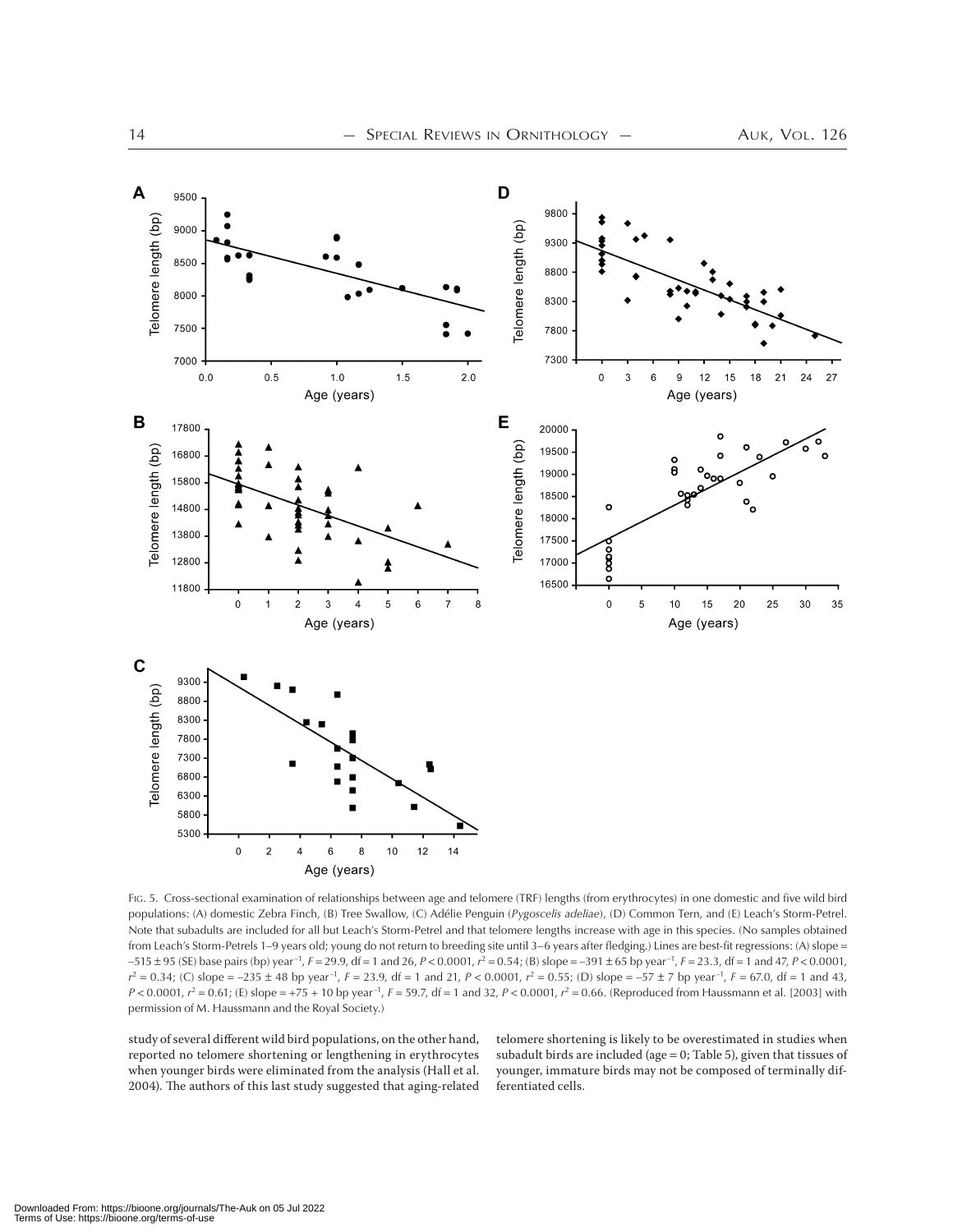Fig. 5. Cross-sectional examination of relationships between age and telomere (TRF) lengths (from erythrocytes) in one domestic and five wild bird populations: (A) domestic Zebra Finch, (B) Tree Swallow, (C) Adélie Penguin (*Pygoscelis adeliae*), (D) Common Tern, and (E) Leach's Storm-Petrel. Note that subadults are included for all but Leach's Storm-Petrel and that telomere lengths increase with age in this species. (No samples obtained from Leach's Storm-Petrels 1–9 years old; young do not return to breeding site until 3–6 years after fledging.) Lines are best-fit regressions: (A) slope = $-515 \pm 95$ (SE) base pairs (bp) year$^{-1}$, $F = 29.9$, df = 1 and 26, $P < 0.0001$, $r^2 = 0.54$; (B) slope = $-391 \pm 65$ bp year$^{-1}$, $F = 23.3$, df = 1 and 47, $P < 0.0001$, $r^2 = 0.34$; (C) slope = $-235 \pm 48$ bp year$^{-1}$, $F = 23.9$, df = 1 and 21, $P < 0.0001$, $r^2 = 0.55$; (D) slope = $-57 \pm 7$ bp year$^{-1}$, $F = 67.0$, df = 1 and 43, $P < 0.0001$, $r^2 = 0.61$; (E) slope = $+75 + 10$ bp year$^{-1}$, $F = 59.7$, df = 1 and 32, $P < 0.0001$, $r^2 = 0.66$. (Reproduced from Haussmann et al. [2003] with permission of M. Haussmann and the Royal Society.)

study of several different wild bird populations, on the other hand, reported no telomere shortening or lengthening in erythrocytes when younger birds were eliminated from the analysis (Hall et al. 2004). The authors of this last study suggested that aging-related telomere shortening is likely to be overestimated in studies when subadult birds are included (age = 0; Table 5), given that tissues of younger, immature birds may not be composed of terminally differentiated cells.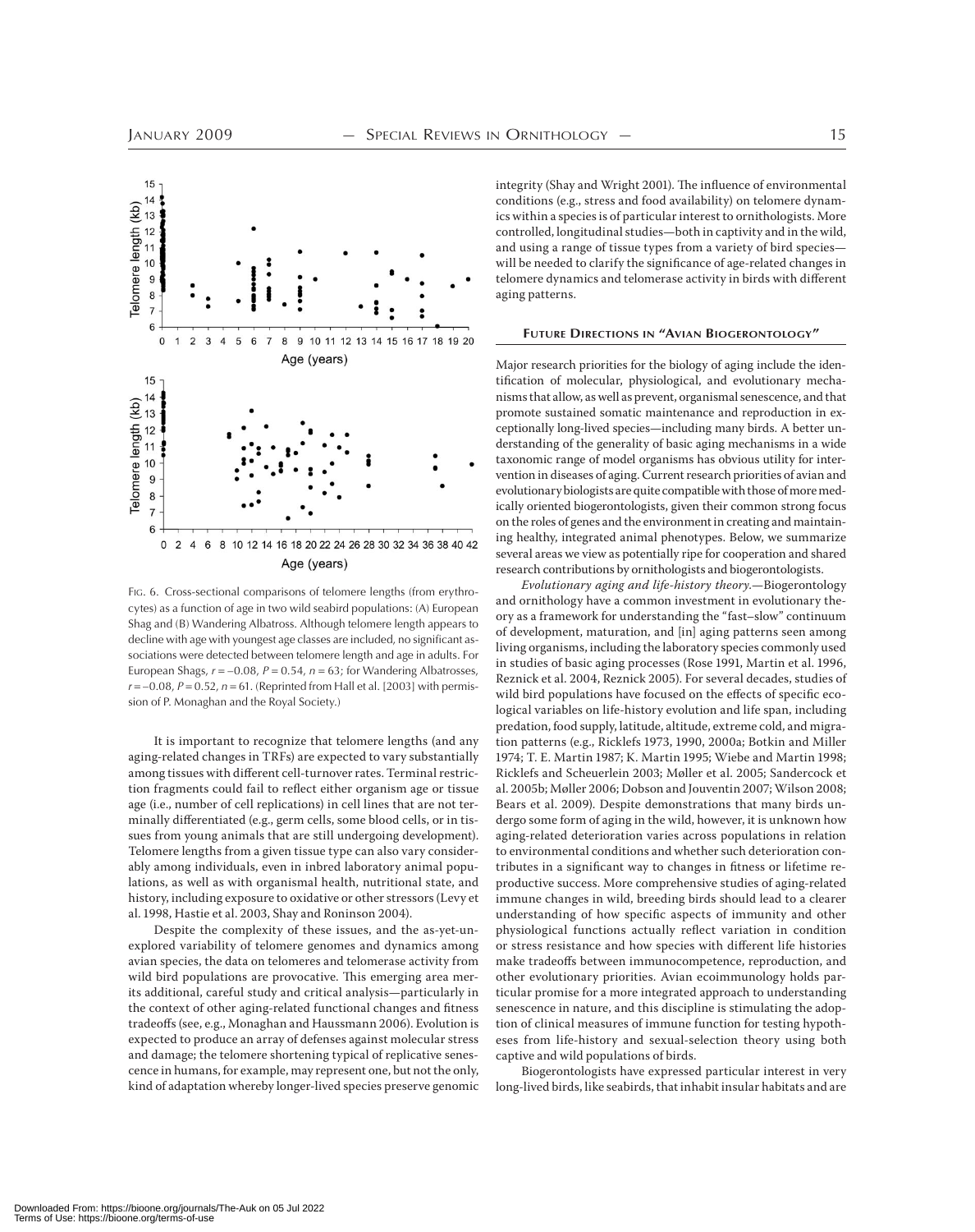FIG. 6. Cross-sectional comparisons of telomere lengths (from erythrocytes) as a function of age in two wild seabird populations: (A) European Shag and (B) Wandering Albatross. Although telomere length appears to decline with age with youngest age classes are included, no significant associations were detected between telomere length and age in adults. For European Shags, $r = -0.08$, $P = 0.54$, $n = 63$; for Wandering Albatrosses, $r = -0.08$, $P = 0.52$, $n = 61$. (Reprinted from Hall et al. [2003] with permission of P. Monaghan and the Royal Society.)

It is important to recognize that telomere lengths (and any aging-related changes in TRFs) are expected to vary substantially among tissues with different cell-turnover rates. Terminal restriction fragments could fail to reflect either organism age or tissue age (i.e., number of cell replications) in cell lines that are not terminally differentiated (e.g., germ cells, some blood cells, or in tissues from young animals that are still undergoing development). Telomere lengths from a given tissue type can also vary considerably among individuals, even in inbred laboratory animal populations, as well as with organismal health, nutritional state, and history, including exposure to oxidative or other stressors (Levy et al. 1998, Hastie et al. 2003, Shay and Roninson 2004).

Despite the complexity of these issues, and the as-yet-unexplored variability of telomere genomes and dynamics among avian species, the data on telomeres and telomerase activity from wild bird populations are provocative. This emerging area merits additional, careful study and critical analysis—particularly in the context of other aging-related functional changes and fitness tradeoffs (see, e.g., Monaghan and Haussmann 2006). Evolution is expected to produce an array of defenses against molecular stress and damage; the telomere shortening typical of replicative senescence in humans, for example, may represent one, but not the only, kind of adaptation whereby longer-lived species preserve genomic integrity (Shay and Wright 2001). The influence of environmental conditions (e.g., stress and food availability) on telomere dynamics within a species is of particular interest to ornithologists. More controlled, longitudinal studies—both in captivity and in the wild, and using a range of tissue types from a variety of bird species—will be needed to clarify the significance of age-related changes in telomere dynamics and telomerase activity in birds with different aging patterns.

## FUTURE DIRECTIONS IN "AVIAN BIOGERONTOLOGY"

Major research priorities for the biology of aging include the identification of molecular, physiological, and evolutionary mechanisms that allow, as well as prevent, organismal senescence, and that promote sustained somatic maintenance and reproduction in exceptionally long-lived species—including many birds. A better understanding of the generality of basic aging mechanisms in a wide taxonomic range of model organisms has obvious utility for intervention in diseases of aging. Current research priorities of avian and evolutionary biologists are quite compatible with those of more medically oriented biogerontologists, given their common strong focus on the roles of genes and the environment in creating and maintaining healthy, integrated animal phenotypes. Below, we summarize several areas we view as potentially ripe for cooperation and shared research contributions by ornithologists and biogerontologists.

*Evolutionary aging and life-history theory.*—Biogerontology and ornithology have a common investment in evolutionary theory as a framework for understanding the "fast–slow" continuum of development, maturation, and [in] aging patterns seen among living organisms, including the laboratory species commonly used in studies of basic aging processes (Rose 1991, Martin et al. 1996, Reznick et al. 2004, Reznick 2005). For several decades, studies of wild bird populations have focused on the effects of specific ecological variables on life-history evolution and life span, including predation, food supply, latitude, altitude, extreme cold, and migration patterns (e.g., Ricklefs 1973, 1990, 2000a; Botkin and Miller 1974; T. E. Martin 1987; K. Martin 1995; Wiebe and Martin 1998; Ricklefs and Scheuerlein 2003; Møller et al. 2005; Sandercock et al. 2005b; Møller 2006; Dobson and Jouventin 2007; Wilson 2008; Bears et al. 2009). Despite demonstrations that many birds undergo some form of aging in the wild, however, it is unknown how aging-related deterioration varies across populations in relation to environmental conditions and whether such deterioration contributes in a significant way to changes in fitness or lifetime reproductive success. More comprehensive studies of aging-related immune changes in wild, breeding birds should lead to a clearer understanding of how specific aspects of immunity and other physiological functions actually reflect variation in condition or stress resistance and how species with different life histories make tradeoffs between immunocompetence, reproduction, and other evolutionary priorities. Avian ecoimmunology holds particular promise for a more integrated approach to understanding senescence in nature, and this discipline is stimulating the adoption of clinical measures of immune function for testing hypotheses from life-history and sexual-selection theory using both captive and wild populations of birds.

Biogerontologists have expressed particular interest in very long-lived birds, like seabirds, that inhabit insular habitats and are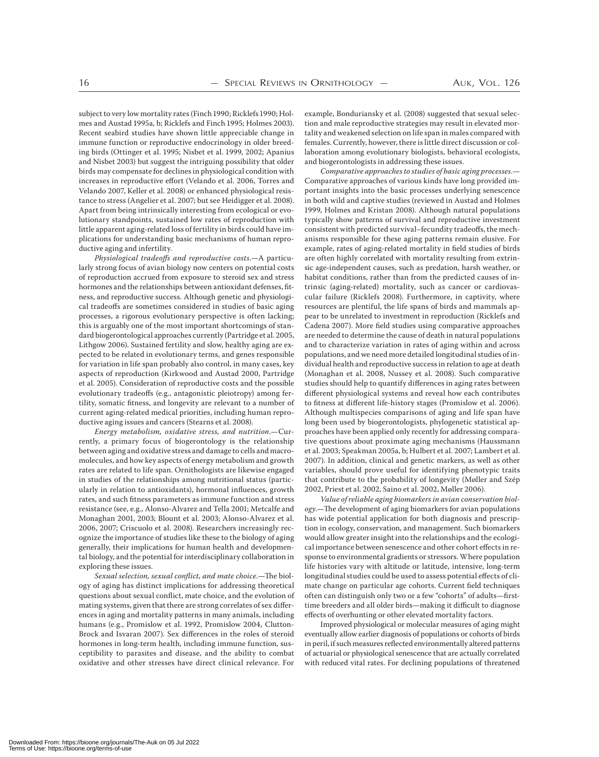subject to very low mortality rates (Finch 1990; Ricklefs 1990; Holmes and Austad 1995a, b; Ricklefs and Finch 1995; Holmes 2003). Recent seabird studies have shown little appreciable change in immune function or reproductive endocrinology in older breeding birds (Ottinger et al. 1995; Nisbet et al. 1999, 2002; Apanius and Nisbet 2003) but suggest the intriguing possibility that older birds may compensate for declines in physiological condition with increases in reproductive effort (Velando et al. 2006, Torres and Velando 2007, Keller et al. 2008) or enhanced physiological resistance to stress (Angelier et al. 2007; but see Heidigger et al. 2008). Apart from being intrinsically interesting from ecological or evolutionary standpoints, sustained low rates of reproduction with little apparent aging-related loss of fertility in birds could have implications for understanding basic mechanisms of human reproductive aging and infertility.

*Physiological tradeoffs and reproductive costs.*—A particularly strong focus of avian biology now centers on potential costs of reproduction accrued from exposure to steroid sex and stress hormones and the relationships between antioxidant defenses, fitness, and reproductive success. Although genetic and physiological tradeoffs are sometimes considered in studies of basic aging processes, a rigorous evolutionary perspective is often lacking; this is arguably one of the most important shortcomings of standard biogerontological approaches currently (Partridge et al. 2005, Lithgow 2006). Sustained fertility and slow, healthy aging are expected to be related in evolutionary terms, and genes responsible for variation in life span probably also control, in many cases, key aspects of reproduction (Kirkwood and Austad 2000, Partridge et al. 2005). Consideration of reproductive costs and the possible evolutionary tradeoffs (e.g., antagonistic pleiotropy) among fertility, somatic fitness, and longevity are relevant to a number of current aging-related medical priorities, including human reproductive aging issues and cancers (Stearns et al. 2008).

*Energy metabolism, oxidative stress, and nutrition.*—Currently, a primary focus of biogerontology is the relationship between aging and oxidative stress and damage to cells and macromolecules, and how key aspects of energy metabolism and growth rates are related to life span. Ornithologists are likewise engaged in studies of the relationships among nutritional status (particularly in relation to antioxidants), hormonal influences, growth rates, and such fitness parameters as immune function and stress resistance (see, e.g., Alonso-Alvarez and Tella 2001; Metcalfe and Monaghan 2001, 2003; Blount et al. 2003; Alonso-Alvarez et al. 2006, 2007; Criscuolo et al. 2008). Researchers increasingly recognize the importance of studies like these to the biology of aging generally, their implications for human health and developmental biology, and the potential for interdisciplinary collaboration in exploring these issues.

*Sexual selection, sexual conflict, and mate choice.*—The biology of aging has distinct implications for addressing theoretical questions about sexual conflict, mate choice, and the evolution of mating systems, given that there are strong correlates of sex differences in aging and mortality patterns in many animals, including humans (e.g., Promislow et al. 1992, Promislow 2004, Clutton-Brock and Isvaran 2007). Sex differences in the roles of steroid hormones in long-term health, including immune function, susceptibility to parasites and disease, and the ability to combat oxidative and other stresses have direct clinical relevance. For example, Bonduriansky et al. (2008) suggested that sexual selection and male reproductive strategies may result in elevated mortality and weakened selection on life span in males compared with females. Currently, however, there is little direct discussion or collaboration among evolutionary biologists, behavioral ecologists, and biogerontologists in addressing these issues.

*Comparative approaches to studies of basic aging processes.*—Comparative approaches of various kinds have long provided important insights into the basic processes underlying senescence in both wild and captive studies (reviewed in Austad and Holmes 1999, Holmes and Kristan 2008). Although natural populations typically show patterns of survival and reproductive investment consistent with predicted survival–fecundity tradeoffs, the mechanisms responsible for these aging patterns remain elusive. For example, rates of aging-related mortality in field studies of birds are often highly correlated with mortality resulting from extrinsic age-independent causes, such as predation, harsh weather, or habitat conditions, rather than from the predicted causes of intrinsic (aging-related) mortality, such as cancer or cardiovascular failure (Ricklefs 2008). Furthermore, in captivity, where resources are plentiful, the life spans of birds and mammals appear to be unrelated to investment in reproduction (Ricklefs and Cadena 2007). More field studies using comparative approaches are needed to determine the cause of death in natural populations and to characterize variation in rates of aging within and across populations, and we need more detailed longitudinal studies of individual health and reproductive success in relation to age at death (Monaghan et al. 2008, Nussey et al. 2008). Such comparative studies should help to quantify differences in aging rates between different physiological systems and reveal how each contributes to fitness at different life-history stages (Promislow et al. 2006). Although multispecies comparisons of aging and life span have long been used by biogerontologists, phylogenetic statistical approaches have been applied only recently for addressing comparative questions about proximate aging mechanisms (Haussmann et al. 2003; Speakman 2005a, b; Hulbert et al. 2007; Lambert et al. 2007). In addition, clinical and genetic markers, as well as other variables, should prove useful for identifying phenotypic traits that contribute to the probability of longevity (Møller and Szép 2002, Priest et al. 2002, Saino et al. 2002, Møller 2006).

*Value of reliable aging biomarkers in avian conservation biology.*—The development of aging biomarkers for avian populations has wide potential application for both diagnosis and prescription in ecology, conservation, and management. Such biomarkers would allow greater insight into the relationships and the ecological importance between senescence and other cohort effects in response to environmental gradients or stressors. Where population life histories vary with altitude or latitude, intensive, long-term longitudinal studies could be used to assess potential effects of climate change on particular age cohorts. Current field techniques often can distinguish only two or a few "cohorts" of adults—first-time breeders and all older birds—making it difficult to diagnose effects of overhunting or other elevated mortality factors.

Improved physiological or molecular measures of aging might eventually allow earlier diagnosis of populations or cohorts of birds in peril, if such measures reflected environmentally altered patterns of actuarial or physiological senescence that are actually correlated with reduced vital rates. For declining populations of threatened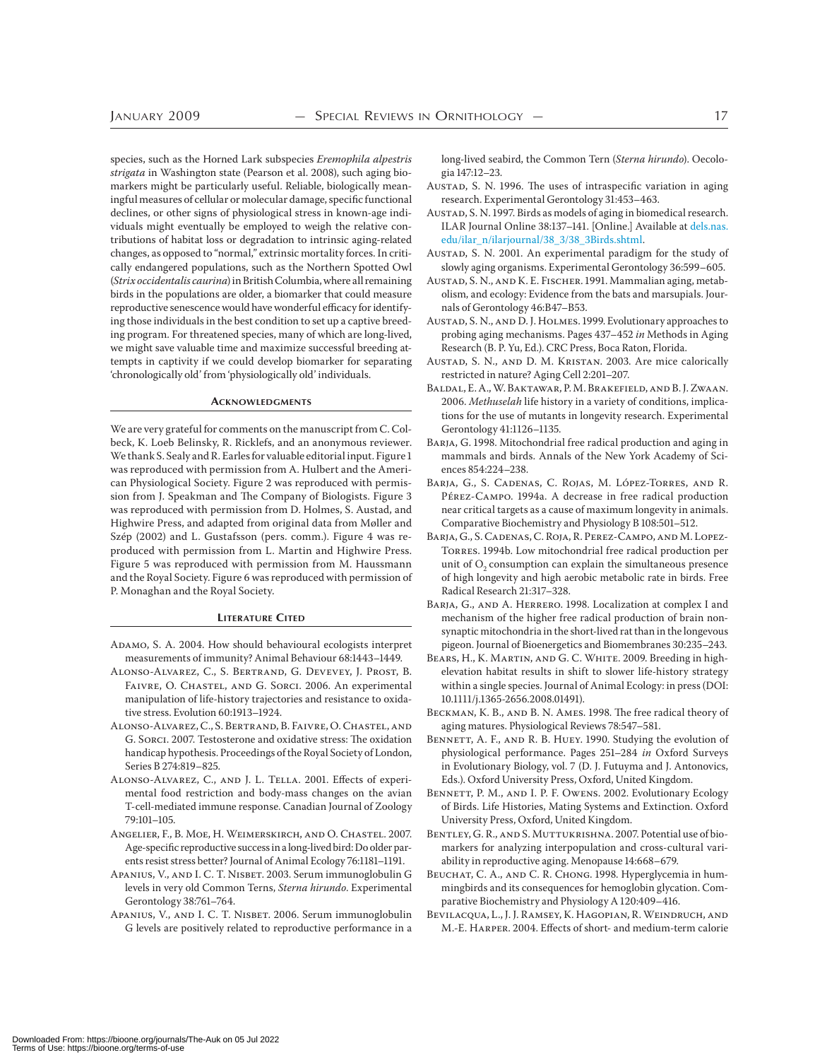species, such as the Horned Lark subspecies *Eremophila alpestris strigata* in Washington state (Pearson et al. 2008), such aging biomarkers might be particularly useful. Reliable, biologically meaningful measures of cellular or molecular damage, specific functional declines, or other signs of physiological stress in known-age individuals might eventually be employed to weigh the relative contributions of habitat loss or degradation to intrinsic aging-related changes, as opposed to "normal," extrinsic mortality forces. In critically endangered populations, such as the Northern Spotted Owl (*Strix occidentalis caurina*) in British Columbia, where all remaining birds in the populations are older, a biomarker that could measure reproductive senescence would have wonderful efficacy for identifying those individuals in the best condition to set up a captive breeding program. For threatened species, many of which are long-lived, we might save valuable time and maximize successful breeding attempts in captivity if we could develop biomarker for separating 'chronologically old' from 'physiologically old' individuals.

## Acknowledgments

We are very grateful for comments on the manuscript from C. Colbeck, K. Loeb Belinsky, R. Ricklefs, and an anonymous reviewer. We thank S. Sealy and R. Earles for valuable editorial input. Figure 1 was reproduced with permission from A. Hulbert and the American Physiological Society. Figure 2 was reproduced with permission from J. Speakman and The Company of Biologists. Figure 3 was reproduced with permission from D. Holmes, S. Austad, and Highwire Press, and adapted from original data from Møller and Szép (2002) and L. Gustafsson (pers. comm.). Figure 4 was reproduced with permission from L. Martin and Highwire Press. Figure 5 was reproduced with permission from M. Haussmann and the Royal Society. Figure 6 was reproduced with permission of P. Monaghan and the Royal Society.

## Literature Cited

Adamo, S. A. 2004. How should behavioural ecologists interpret measurements of immunity? Animal Behaviour 68:1443–1449.

Alonso-Alvarez, C., S. Bertrand, G. Devevey, J. Prost, B. Faivre, O. Chastel, and G. Sorci. 2006. An experimental manipulation of life-history trajectories and resistance to oxidative stress. Evolution 60:1913–1924.

Alonso-Alvarez, C., S. Bertrand, B. Faivre, O. Chastel, and G. Sorci. 2007. Testosterone and oxidative stress: The oxidation handicap hypothesis. Proceedings of the Royal Society of London, Series B 274:819–825.

Alonso-Alvarez, C., and J. L. Tella. 2001. Effects of experimental food restriction and body-mass changes on the avian T-cell-mediated immune response. Canadian Journal of Zoology 79:101–105.

Angelier, F., B. Moe, H. Weimerskirch, and O. Chastel. 2007. Age-specific reproductive success in a long-lived bird: Do older parents resist stress better? Journal of Animal Ecology 76:1181–1191.

Apanius, V., and I. C. T. Nisbet. 2003. Serum immunoglobulin G levels in very old Common Terns, *Sterna hirundo*. Experimental Gerontology 38:761–764.

Apanius, V., and I. C. T. Nisbet. 2006. Serum immunoglobulin G levels are positively related to reproductive performance in a long-lived seabird, the Common Tern (*Sterna hirundo*). Oecologia 147:12–23.

Austad, S. N. 1996. The uses of intraspecific variation in aging research. Experimental Gerontology 31:453–463.

Austad, S. N. 1997. Birds as models of aging in biomedical research. ILAR Journal Online 38:137–141. [Online.] Available at dels.nas.edu/ilar_n/ilarjournal/38_3/38_3Birds.shtml.

Austad, S. N. 2001. An experimental paradigm for the study of slowly aging organisms. Experimental Gerontology 36:599–605.

Austad, S. N., and K. E. Fischer. 1991. Mammalian aging, metabolism, and ecology: Evidence from the bats and marsupials. Journals of Gerontology 46:B47–B53.

Austad, S. N., and D. J. Holmes. 1999. Evolutionary approaches to probing aging mechanisms. Pages 437–452 *in* Methods in Aging Research (B. P. Yu, Ed.). CRC Press, Boca Raton, Florida.

Austad, S. N., and D. M. Kristan. 2003. Are mice calorically restricted in nature? Aging Cell 2:201–207.

Baldal, E. A., W. Baktawar, P. M. Brakefield, and B. J. Zwaan. 2006. *Methuselah* life history in a variety of conditions, implications for the use of mutants in longevity research. Experimental Gerontology 41:1126–1135.

Barja, G. 1998. Mitochondrial free radical production and aging in mammals and birds. Annals of the New York Academy of Sciences 854:224–238.

Barja, G., S. Cadenas, C. Rojas, M. López-Torres, and R. Pérez-Campo. 1994a. A decrease in free radical production near critical targets as a cause of maximum longevity in animals. Comparative Biochemistry and Physiology B 108:501–512.

Barja, G., S. Cadenas, C. Roja, R. Perez-Campo, and M. Lopez-Torres. 1994b. Low mitochondrial free radical production per unit of $O_2$ consumption can explain the simultaneous presence of high longevity and high aerobic metabolic rate in birds. Free Radical Research 21:317–328.

Barja, G., and A. Herrero. 1998. Localization at complex I and mechanism of the higher free radical production of brain nonsynaptic mitochondria in the short-lived rat than in the longevous pigeon. Journal of Bioenergetics and Biomembranes 30:235–243.

Bears, H., K. Martin, and G. C. White. 2009. Breeding in high-elevation habitat results in shift to slower life-history strategy within a single species. Journal of Animal Ecology: in press (DOI: 10.1111/j.1365-2656.2008.01491).

Beckman, K. B., and B. N. Ames. 1998. The free radical theory of aging matures. Physiological Reviews 78:547–581.

Bennett, A. F., and R. B. Huey. 1990. Studying the evolution of physiological performance. Pages 251–284 *in* Oxford Surveys in Evolutionary Biology, vol. 7 (D. J. Futuyma and J. Antonovics, Eds.). Oxford University Press, Oxford, United Kingdom.

Bennett, P. M., and I. P. F. Owens. 2002. Evolutionary Ecology of Birds. Life Histories, Mating Systems and Extinction. Oxford University Press, Oxford, United Kingdom.

Bentley, G. R., and S. Muttukrishna. 2007. Potential use of biomarkers for analyzing interpopulation and cross-cultural variability in reproductive aging. Menopause 14:668–679.

Beuchat, C. A., and C. R. Chong. 1998. Hyperglycemia in hummingbirds and its consequences for hemoglobin glycation. Comparative Biochemistry and Physiology A 120:409–416.

Bevilacqua, L., J. J. Ramsey, K. Hagopian, R. Weindruch, and M.-E. Harper. 2004. Effects of short- and medium-term calorie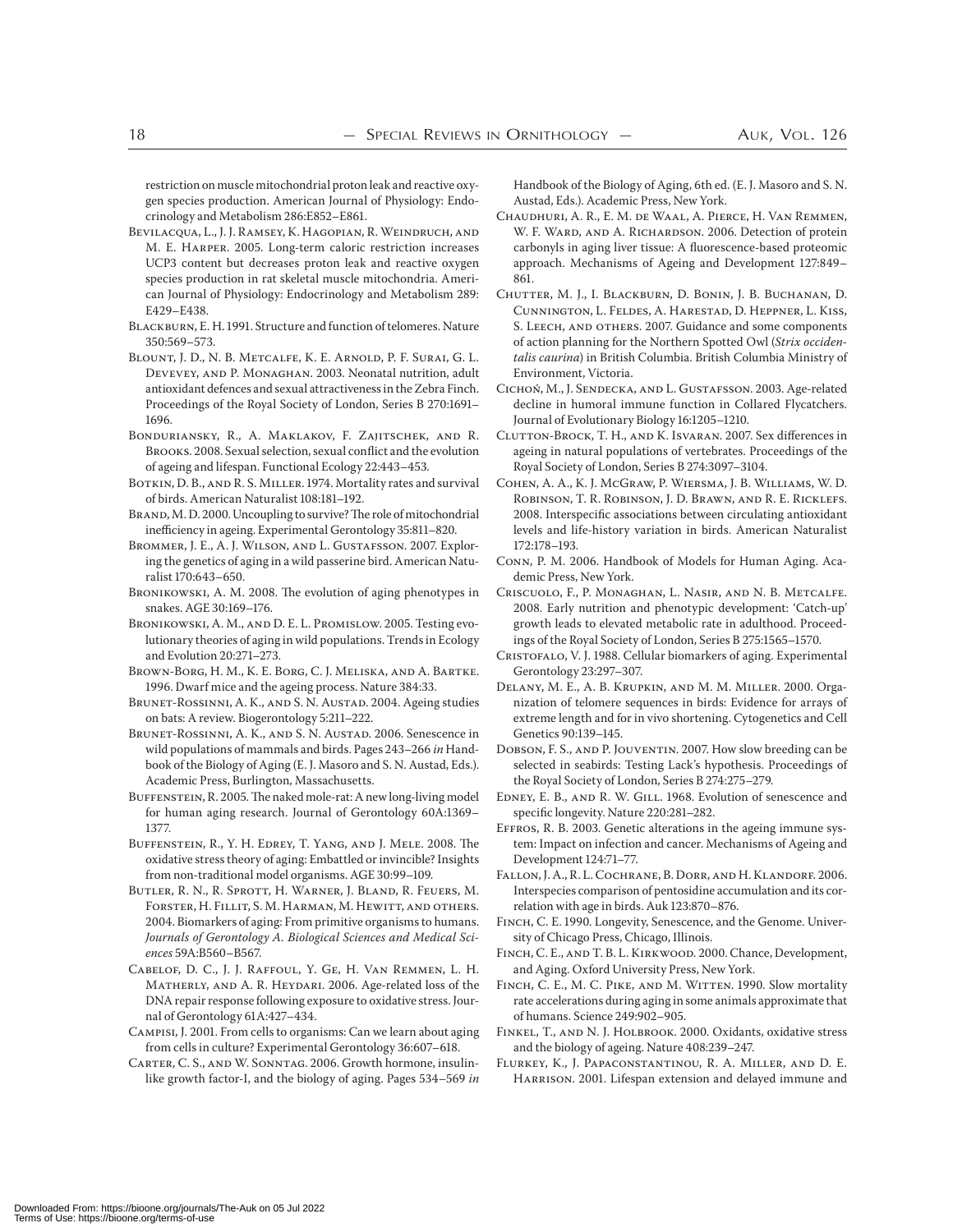restriction on muscle mitochondrial proton leak and reactive oxygen species production. American Journal of Physiology: Endocrinology and Metabolism 286:E852–E861.

Bevilacqua, L., J. J. Ramsey, K. Hagopian, R. Weindruch, and M. E. Harper. 2005. Long-term caloric restriction increases UCP3 content but decreases proton leak and reactive oxygen species production in rat skeletal muscle mitochondria. American Journal of Physiology: Endocrinology and Metabolism 289: E429–E438.

Blackburn, E. H. 1991. Structure and function of telomeres. Nature 350:569–573.

Blount, J. D., N. B. Metcalfe, K. E. Arnold, P. F. Surai, G. L. Devevey, and P. Monaghan. 2003. Neonatal nutrition, adult antioxidant defences and sexual attractiveness in the Zebra Finch. Proceedings of the Royal Society of London, Series B 270:1691–1696.

Bonduriansky, R., A. Maklakov, F. Zajitschek, and R. Brooks. 2008. Sexual selection, sexual conflict and the evolution of ageing and lifespan. Functional Ecology 22:443–453.

Botkin, D. B., and R. S. Miller. 1974. Mortality rates and survival of birds. American Naturalist 108:181–192.

Brand, M. D. 2000. Uncoupling to survive? The role of mitochondrial inefficiency in ageing. Experimental Gerontology 35:811–820.

Brommer, J. E., A. J. Wilson, and L. Gustafsson. 2007. Exploring the genetics of aging in a wild passerine bird. American Naturalist 170:643–650.

Bronikowski, A. M. 2008. The evolution of aging phenotypes in snakes. AGE 30:169–176.

Bronikowski, A. M., and D. E. L. Promislow. 2005. Testing evolutionary theories of aging in wild populations. Trends in Ecology and Evolution 20:271–273.

Brown-Borg, H. M., K. E. Borg, C. J. Meliska, and A. Bartke. 1996. Dwarf mice and the ageing process. Nature 384:33.

Brunet-Rossinni, A. K., and S. N. Austad. 2004. Ageing studies on bats: A review. Biogerontology 5:211–222.

Brunet-Rossinni, A. K., and S. N. Austad. 2006. Senescence in wild populations of mammals and birds. Pages 243–266 *in* Handbook of the Biology of Aging (E. J. Masoro and S. N. Austad, Eds.). Academic Press, Burlington, Massachusetts.

Buffenstein, R. 2005. The naked mole-rat: A new long-living model for human aging research. Journal of Gerontology 60A:1369–1377.

Buffenstein, R., Y. H. Edrey, T. Yang, and J. Mele. 2008. The oxidative stress theory of aging: Embattled or invincible? Insights from non-traditional model organisms. AGE 30:99–109.

Butler, R. N., R. Sprott, H. Warner, J. Bland, R. Feuers, M. Forster, H. Fillit, S. M. Harman, M. Hewitt, and others. 2004. Biomarkers of aging: From primitive organisms to humans. *Journals of Gerontology A. Biological Sciences and Medical Sciences* 59A:B560–B567.

Cabelof, D. C., J. J. Raffoul, Y. Ge, H. Van Remmen, L. H. Matherly, and A. R. Heydari. 2006. Age-related loss of the DNA repair response following exposure to oxidative stress. Journal of Gerontology 61A:427–434.

Campisi, J. 2001. From cells to organisms: Can we learn about aging from cells in culture? Experimental Gerontology 36:607–618.

Carter, C. S., and W. Sonntag. 2006. Growth hormone, insulin-like growth factor-I, and the biology of aging. Pages 534–569 *in* Handbook of the Biology of Aging, 6th ed. (E. J. Masoro and S. N. Austad, Eds.). Academic Press, New York.

Chaudhuri, A. R., E. M. de Waal, A. Pierce, H. Van Remmen, W. F. Ward, and A. Richardson. 2006. Detection of protein carbonyls in aging liver tissue: A fluorescence-based proteomic approach. Mechanisms of Ageing and Development 127:849–861.

Chutter, M. J., I. Blackburn, D. Bonin, J. B. Buchanan, D. Cunnington, L. Feldes, A. Harestad, D. Heppner, L. Kiss, S. Leech, and others. 2007. Guidance and some components of action planning for the Northern Spotted Owl (*Strix occidentalis caurina*) in British Columbia. British Columbia Ministry of Environment, Victoria.

Cichoń, M., J. Sendecka, and L. Gustafsson. 2003. Age-related decline in humoral immune function in Collared Flycatchers. Journal of Evolutionary Biology 16:1205–1210.

Clutton-Brock, T. H., and K. Isvaran. 2007. Sex differences in ageing in natural populations of vertebrates. Proceedings of the Royal Society of London, Series B 274:3097–3104.

Cohen, A. A., K. J. McGraw, P. Wiersma, J. B. Williams, W. D. Robinson, T. R. Robinson, J. D. Brawn, and R. E. Ricklefs. 2008. Interspecific associations between circulating antioxidant levels and life-history variation in birds. American Naturalist 172:178–193.

Conn, P. M. 2006. Handbook of Models for Human Aging. Academic Press, New York.

Criscuolo, F., P. Monaghan, L. Nasir, and N. B. Metcalfe. 2008. Early nutrition and phenotypic development: 'Catch-up' growth leads to elevated metabolic rate in adulthood. Proceedings of the Royal Society of London, Series B 275:1565–1570.

Cristofalo, V. J. 1988. Cellular biomarkers of aging. Experimental Gerontology 23:297–307.

Delany, M. E., A. B. Krupkin, and M. M. Miller. 2000. Organization of telomere sequences in birds: Evidence for arrays of extreme length and for in vivo shortening. Cytogenetics and Cell Genetics 90:139–145.

Dobson, F. S., and P. Jouventin. 2007. How slow breeding can be selected in seabirds: Testing Lack's hypothesis. Proceedings of the Royal Society of London, Series B 274:275–279.

Edney, E. B., and R. W. Gill. 1968. Evolution of senescence and specific longevity. Nature 220:281–282.

Effros, R. B. 2003. Genetic alterations in the ageing immune system: Impact on infection and cancer. Mechanisms of Ageing and Development 124:71–77.

Fallon, J. A., R. L. Cochrane, B. Dorr, and H. Klandorf. 2006. Interspecies comparison of pentosidine accumulation and its correlation with age in birds. Auk 123:870–876.

Finch, C. E. 1990. Longevity, Senescence, and the Genome. University of Chicago Press, Chicago, Illinois.

Finch, C. E., and T. B. L. Kirkwood. 2000. Chance, Development, and Aging. Oxford University Press, New York.

Finch, C. E., M. C. Pike, and M. Witten. 1990. Slow mortality rate accelerations during aging in some animals approximate that of humans. Science 249:902–905.

Finkel, T., and N. J. Holbrook. 2000. Oxidants, oxidative stress and the biology of ageing. Nature 408:239–247.

Flurkey, K., J. Papaconstantinou, R. A. Miller, and D. E. Harrison. 2001. Lifespan extension and delayed immune and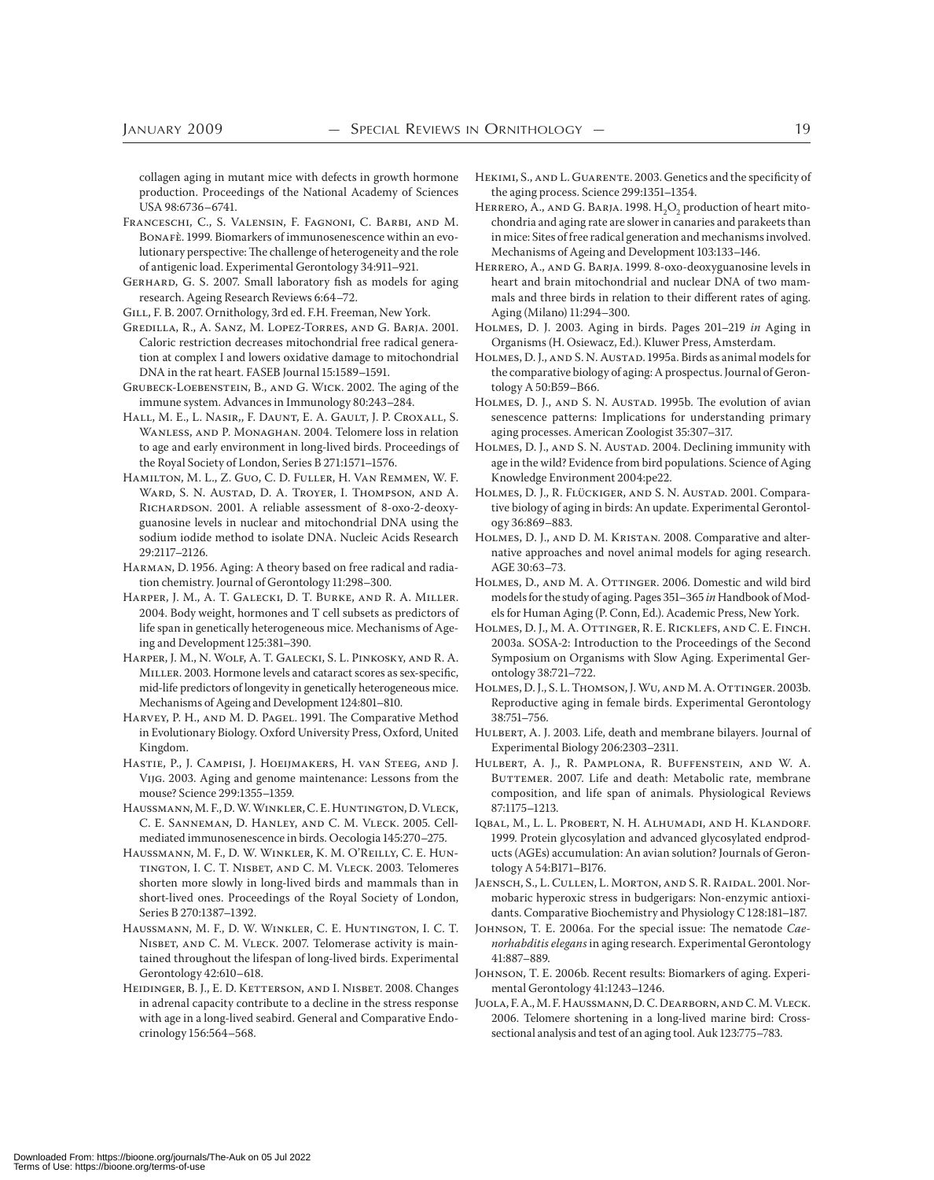collagen aging in mutant mice with defects in growth hormone production. Proceedings of the National Academy of Sciences USA 98:6736–6741.

Franceschi, C., S. Valensin, F. Fagnoni, C. Barbi, and M. Bonafè. 1999. Biomarkers of immunosenescence within an evolutionary perspective: The challenge of heterogeneity and the role of antigenic load. Experimental Gerontology 34:911–921.

Gerhard, G. S. 2007. Small laboratory fish as models for aging research. Ageing Research Reviews 6:64–72.

Gill, F. B. 2007. Ornithology, 3rd ed. F.H. Freeman, New York.

Gredilla, R., A. Sanz, M. Lopez-Torres, and G. Barja. 2001. Caloric restriction decreases mitochondrial free radical generation at complex I and lowers oxidative damage to mitochondrial DNA in the rat heart. FASEB Journal 15:1589–1591.

Grubeck-Loebenstein, B., and G. Wick. 2002. The aging of the immune system. Advances in Immunology 80:243–284.

Hall, M. E., L. Nasir,, F. Daunt, E. A. Gault, J. P. Croxall, S. Wanless, and P. Monaghan. 2004. Telomere loss in relation to age and early environment in long-lived birds. Proceedings of the Royal Society of London, Series B 271:1571–1576.

Hamilton, M. L., Z. Guo, C. D. Fuller, H. Van Remmen, W. F. Ward, S. N. Austad, D. A. Troyer, I. Thompson, and A. Richardson. 2001. A reliable assessment of 8-oxo-2-deoxyguanosine levels in nuclear and mitochondrial DNA using the sodium iodide method to isolate DNA. Nucleic Acids Research 29:2117–2126.

Harman, D. 1956. Aging: A theory based on free radical and radiation chemistry. Journal of Gerontology 11:298–300.

Harper, J. M., A. T. Galecki, D. T. Burke, and R. A. Miller. 2004. Body weight, hormones and T cell subsets as predictors of life span in genetically heterogeneous mice. Mechanisms of Ageing and Development 125:381–390.

Harper, J. M., N. Wolf, A. T. Galecki, S. L. Pinkosky, and R. A. Miller. 2003. Hormone levels and cataract scores as sex-specific, mid-life predictors of longevity in genetically heterogeneous mice. Mechanisms of Ageing and Development 124:801–810.

Harvey, P. H., and M. D. Pagel. 1991. The Comparative Method in Evolutionary Biology. Oxford University Press, Oxford, United Kingdom.

Hastie, P., J. Campisi, J. Hoeijmakers, H. van Steeg, and J. Vijg. 2003. Aging and genome maintenance: Lessons from the mouse? Science 299:1355–1359.

Haussmann, M. F., D. W. Winkler, C. E. Huntington, D. Vleck, C. E. Sanneman, D. Hanley, and C. M. Vleck. 2005. Cell-mediated immunosenescence in birds. Oecologia 145:270–275.

Haussmann, M. F., D. W. Winkler, K. M. O'Reilly, C. E. Huntington, I. C. T. Nisbet, and C. M. Vleck. 2003. Telomeres shorten more slowly in long-lived birds and mammals than in short-lived ones. Proceedings of the Royal Society of London, Series B 270:1387–1392.

Haussmann, M. F., D. W. Winkler, C. E. Huntington, I. C. T. Nisbet, and C. M. Vleck. 2007. Telomerase activity is maintained throughout the lifespan of long-lived birds. Experimental Gerontology 42:610–618.

Heidinger, B. J., E. D. Ketterson, and I. Nisbet. 2008. Changes in adrenal capacity contribute to a decline in the stress response with age in a long-lived seabird. General and Comparative Endocrinology 156:564–568.

Hekimi, S., and L. Guarente. 2003. Genetics and the specificity of the aging process. Science 299:1351–1354.

Herrero, A., and G. Barja. 1998. $H_2O_2$ production of heart mitochondria and aging rate are slower in canaries and parakeets than in mice: Sites of free radical generation and mechanisms involved. Mechanisms of Ageing and Development 103:133–146.

Herrero, A., and G. Barja. 1999. 8-oxo-deoxyguanosine levels in heart and brain mitochondrial and nuclear DNA of two mammals and three birds in relation to their different rates of aging. Aging (Milano) 11:294–300.

Holmes, D. J. 2003. Aging in birds. Pages 201–219 *in* Aging in Organisms (H. Osiewacz, Ed.). Kluwer Press, Amsterdam.

Holmes, D. J., and S. N. Austad. 1995a. Birds as animal models for the comparative biology of aging: A prospectus. Journal of Gerontology A 50:B59–B66.

Holmes, D. J., and S. N. Austad. 1995b. The evolution of avian senescence patterns: Implications for understanding primary aging processes. American Zoologist 35:307–317.

Holmes, D. J., and S. N. Austad. 2004. Declining immunity with age in the wild? Evidence from bird populations. Science of Aging Knowledge Environment 2004:pe22.

Holmes, D. J., R. Flückiger, and S. N. Austad. 2001. Comparative biology of aging in birds: An update. Experimental Gerontology 36:869–883.

Holmes, D. J., and D. M. Kristan. 2008. Comparative and alternative approaches and novel animal models for aging research. AGE 30:63–73.

Holmes, D., and M. A. Ottinger. 2006. Domestic and wild bird models for the study of aging. Pages 351–365 *in* Handbook of Models for Human Aging (P. Conn, Ed.). Academic Press, New York.

Holmes, D. J., M. A. Ottinger, R. E. Ricklefs, and C. E. Finch. 2003a. SOSA-2: Introduction to the Proceedings of the Second Symposium on Organisms with Slow Aging. Experimental Gerontology 38:721–722.

Holmes, D. J., S. L. Thomson, J. Wu, and M. A. Ottinger. 2003b. Reproductive aging in female birds. Experimental Gerontology 38:751–756.

Hulbert, A. J. 2003. Life, death and membrane bilayers. Journal of Experimental Biology 206:2303–2311.

Hulbert, A. J., R. Pamplona, R. Buffenstein, and W. A. Buttemer. 2007. Life and death: Metabolic rate, membrane composition, and life span of animals. Physiological Reviews 87:1175–1213.

Iqbal, M., L. L. Probert, N. H. Alhumadi, and H. Klandorf. 1999. Protein glycosylation and advanced glycosylated endproducts (AGEs) accumulation: An avian solution? Journals of Gerontology A 54:B171–B176.

Jaensch, S., L. Cullen, L. Morton, and S. R. Raidal. 2001. Normobaric hyperoxic stress in budgerigars: Non-enzymic antioxidants. Comparative Biochemistry and Physiology C 128:181–187.

Johnson, T. E. 2006a. For the special issue: The nematode *Caenorhabditis elegans* in aging research. Experimental Gerontology 41:887–889.

Johnson, T. E. 2006b. Recent results: Biomarkers of aging. Experimental Gerontology 41:1243–1246.

Juola, F. A., M. F. Haussmann, D. C. Dearborn, and C. M. Vleck. 2006. Telomere shortening in a long-lived marine bird: Cross-sectional analysis and test of an aging tool. Auk 123:775–783.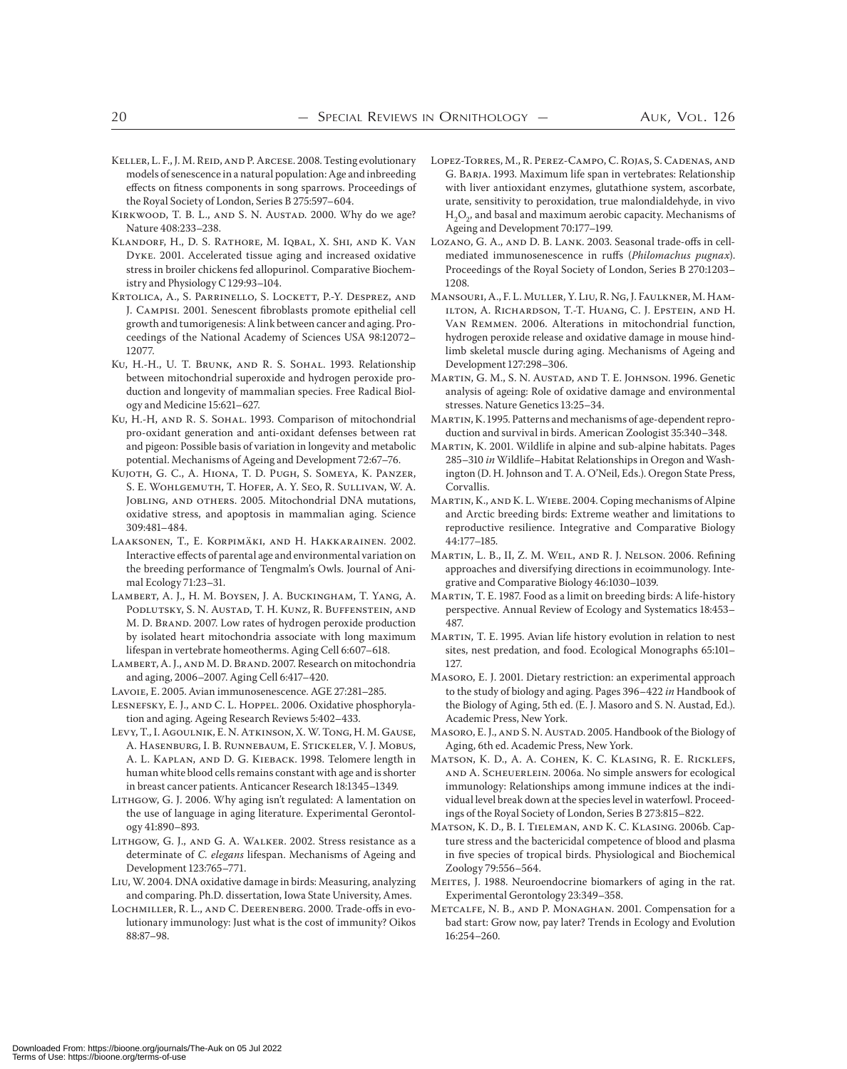Keller, L. F., J. M. Reid, and P. Arcese. 2008. Testing evolutionary models of senescence in a natural population: Age and inbreeding effects on fitness components in song sparrows. Proceedings of the Royal Society of London, Series B 275:597–604.

Kirkwood, T. B. L., and S. N. Austad. 2000. Why do we age? Nature 408:233–238.

Klandorf, H., D. S. Rathore, M. Iqbal, X. Shi, and K. Van Dyke. 2001. Accelerated tissue aging and increased oxidative stress in broiler chickens fed allopurinol. Comparative Biochemistry and Physiology C 129:93–104.

Krtolica, A., S. Parrinello, S. Lockett, P.-Y. Desprez, and J. Campisi. 2001. Senescent fibroblasts promote epithelial cell growth and tumorigenesis: A link between cancer and aging. Proceedings of the National Academy of Sciences USA 98:12072–12077.

Ku, H.-H., U. T. Brunk, and R. S. Sohal. 1993. Relationship between mitochondrial superoxide and hydrogen peroxide production and longevity of mammalian species. Free Radical Biology and Medicine 15:621–627.

Ku, H.-H, and R. S. Sohal. 1993. Comparison of mitochondrial pro-oxidant generation and anti-oxidant defenses between rat and pigeon: Possible basis of variation in longevity and metabolic potential. Mechanisms of Ageing and Development 72:67–76.

Kujoth, G. C., A. Hiona, T. D. Pugh, S. Someya, K. Panzer, S. E. Wohlgemuth, T. Hofer, A. Y. Seo, R. Sullivan, W. A. Jobling, and others. 2005. Mitochondrial DNA mutations, oxidative stress, and apoptosis in mammalian aging. Science 309:481–484.

Laaksonen, T., E. Korpimäki, and H. Hakkarainen. 2002. Interactive effects of parental age and environmental variation on the breeding performance of Tengmalm's Owls. Journal of Animal Ecology 71:23–31.

Lambert, A. J., H. M. Boysen, J. A. Buckingham, T. Yang, A. Podlutsky, S. N. Austad, T. H. Kunz, R. Buffenstein, and M. D. Brand. 2007. Low rates of hydrogen peroxide production by isolated heart mitochondria associate with long maximum lifespan in vertebrate homeotherms. Aging Cell 6:607–618.

Lambert, A. J., and M. D. Brand. 2007. Research on mitochondria and aging, 2006–2007. Aging Cell 6:417–420.

Lavoie, E. 2005. Avian immunosenescence. AGE 27:281–285.

Lesnefsky, E. J., and C. L. Hoppel. 2006. Oxidative phosphorylation and aging. Ageing Research Reviews 5:402–433.

Levy, T., I. Agoulnik, E. N. Atkinson, X. W. Tong, H. M. Gause, A. Hasenburg, I. B. Runnebaum, E. Stickeler, V. J. Mobus, A. L. Kaplan, and D. G. Kieback. 1998. Telomere length in human white blood cells remains constant with age and is shorter in breast cancer patients. Anticancer Research 18:1345–1349.

Lithgow, G. J. 2006. Why aging isn't regulated: A lamentation on the use of language in aging literature. Experimental Gerontology 41:890–893.

Lithgow, G. J., and G. A. Walker. 2002. Stress resistance as a determinate of *C. elegans* lifespan. Mechanisms of Ageing and Development 123:765–771.

Liu, W. 2004. DNA oxidative damage in birds: Measuring, analyzing and comparing. Ph.D. dissertation, Iowa State University, Ames.

Lochmiller, R. L., and C. Deerenberg. 2000. Trade-offs in evolutionary immunology: Just what is the cost of immunity? Oikos 88:87–98.

Lopez-Torres, M., R. Perez-Campo, C. Rojas, S. Cadenas, and G. Barja. 1993. Maximum life span in vertebrates: Relationship with liver antioxidant enzymes, glutathione system, ascorbate, urate, sensitivity to peroxidation, true malondialdehyde, in vivo $H_2O_2$, and basal and maximum aerobic capacity. Mechanisms of Ageing and Development 70:177–199.

Lozano, G. A., and D. B. Lank. 2003. Seasonal trade-offs in cell-mediated immunosenescence in ruffs (*Philomachus pugnax*). Proceedings of the Royal Society of London, Series B 270:1203–1208.

Mansouri, A., F. L. Muller, Y. Liu, R. Ng, J. Faulkner, M. Hamilton, A. Richardson, T.-T. Huang, C. J. Epstein, and H. Van Remmen. 2006. Alterations in mitochondrial function, hydrogen peroxide release and oxidative damage in mouse hind-limb skeletal muscle during aging. Mechanisms of Ageing and Development 127:298–306.

Martin, G. M., S. N. Austad, and T. E. Johnson. 1996. Genetic analysis of ageing: Role of oxidative damage and environmental stresses. Nature Genetics 13:25–34.

Martin, K. 1995. Patterns and mechanisms of age-dependent reproduction and survival in birds. American Zoologist 35:340–348.

Martin, K. 2001. Wildlife in alpine and sub-alpine habitats. Pages 285–310 *in* Wildlife–Habitat Relationships in Oregon and Washington (D. H. Johnson and T. A. O'Neil, Eds.). Oregon State Press, Corvallis.

Martin, K., and K. L. Wiebe. 2004. Coping mechanisms of Alpine and Arctic breeding birds: Extreme weather and limitations to reproductive resilience. Integrative and Comparative Biology 44:177–185.

Martin, L. B., II, Z. M. Weil, and R. J. Nelson. 2006. Refining approaches and diversifying directions in ecoimmunology. Integrative and Comparative Biology 46:1030–1039.

Martin, T. E. 1987. Food as a limit on breeding birds: A life-history perspective. Annual Review of Ecology and Systematics 18:453–487.

Martin, T. E. 1995. Avian life history evolution in relation to nest sites, nest predation, and food. Ecological Monographs 65:101–127.

Masoro, E. J. 2001. Dietary restriction: an experimental approach to the study of biology and aging. Pages 396–422 *in* Handbook of the Biology of Aging, 5th ed. (E. J. Masoro and S. N. Austad, Ed.). Academic Press, New York.

Masoro, E. J., and S. N. Austad. 2005. Handbook of the Biology of Aging, 6th ed. Academic Press, New York.

Matson, K. D., A. A. Cohen, K. C. Klasing, R. E. Ricklefs, and A. Scheuerlein. 2006a. No simple answers for ecological immunology: Relationships among immune indices at the individual level break down at the species level in waterfowl. Proceedings of the Royal Society of London, Series B 273:815–822.

Matson, K. D., B. I. Tieleman, and K. C. Klasing. 2006b. Capture stress and the bactericidal competence of blood and plasma in five species of tropical birds. Physiological and Biochemical Zoology 79:556–564.

Meites, J. 1988. Neuroendocrine biomarkers of aging in the rat. Experimental Gerontology 23:349–358.

Metcalfe, N. B., and P. Monaghan. 2001. Compensation for a bad start: Grow now, pay later? Trends in Ecology and Evolution 16:254–260.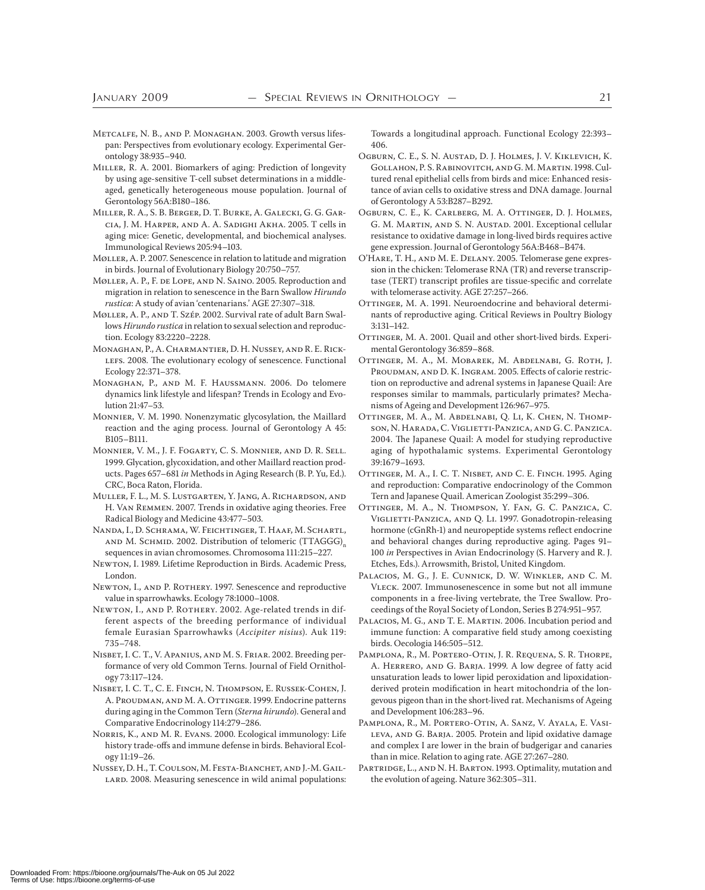Metcalfe, N. B., and P. Monaghan. 2003. Growth versus lifespan: Perspectives from evolutionary ecology. Experimental Gerontology 38:935–940.

Miller, R. A. 2001. Biomarkers of aging: Prediction of longevity by using age-sensitive T-cell subset determinations in a middle-aged, genetically heterogeneous mouse population. Journal of Gerontology 56A:B180–186.

Miller, R. A., S. B. Berger, D. T. Burke, A. Galecki, G. G. Garcia, J. M. Harper, and A. A. Sadighi Akha. 2005. T cells in aging mice: Genetic, developmental, and biochemical analyses. Immunological Reviews 205:94–103.

Møller, A. P. 2007. Senescence in relation to latitude and migration in birds. Journal of Evolutionary Biology 20:750–757.

Møller, A. P., F. de Lope, and N. Saino. 2005. Reproduction and migration in relation to senescence in the Barn Swallow *Hirundo rustica*: A study of avian 'centenarians.' AGE 27:307–318.

Møller, A. P., and T. Szép. 2002. Survival rate of adult Barn Swallows *Hirundo rustica* in relation to sexual selection and reproduction. Ecology 83:2220–2228.

Monaghan, P., A. Charmantier, D. H. Nussey, and R. E. Ricklefs. 2008. The evolutionary ecology of senescence. Functional Ecology 22:371–378.

Monaghan, P., and M. F. Haussmann. 2006. Do telomere dynamics link lifestyle and lifespan? Trends in Ecology and Evolution 21:47–53.

Monnier, V. M. 1990. Nonenzymatic glycosylation, the Maillard reaction and the aging process. Journal of Gerontology A 45: B105–B111.

Monnier, V. M., J. F. Fogarty, C. S. Monnier, and D. R. Sell. 1999. Glycation, glycoxidation, and other Maillard reaction products. Pages 657–681 *in* Methods in Aging Research (B. P. Yu, Ed.). CRC, Boca Raton, Florida.

Muller, F. L., M. S. Lustgarten, Y. Jang, A. Richardson, and H. Van Remmen. 2007. Trends in oxidative aging theories. Free Radical Biology and Medicine 43:477–503.

Nanda, I., D. Schrama, W. Feichtinger, T. Haaf, M. Schartl, and M. Schmid. 2002. Distribution of telomeric $(TTAGGG)_n$ sequences in avian chromosomes. Chromosoma 111:215–227.

Newton, I. 1989. Lifetime Reproduction in Birds. Academic Press, London.

Newton, I., and P. Rothery. 1997. Senescence and reproductive value in sparrowhawks. Ecology 78:1000–1008.

Newton, I., and P. Rothery. 2002. Age-related trends in different aspects of the breeding performance of individual female Eurasian Sparrowhawks (*Accipiter nisius*). Auk 119: 735–748.

Nisbet, I. C. T., V. Apanius, and M. S. Friar. 2002. Breeding performance of very old Common Terns. Journal of Field Ornithology 73:117–124.

Nisbet, I. C. T., C. E. Finch, N. Thompson, E. Russek-Cohen, J. A. Proudman, and M. A. Ottinger. 1999. Endocrine patterns during aging in the Common Tern (*Sterna hirundo*). General and Comparative Endocrinology 114:279–286.

Norris, K., and M. R. Evans. 2000. Ecological immunology: Life history trade-offs and immune defense in birds. Behavioral Ecology 11:19–26.

Nussey, D. H., T. Coulson, M. Festa-Bianchet, and J.-M. Gaillard. 2008. Measuring senescence in wild animal populations: Towards a longitudinal approach. Functional Ecology 22:393–406.

Ogburn, C. E., S. N. Austad, D. J. Holmes, J. V. Kiklevich, K. Gollahon, P. S. Rabinovitch, and G. M. Martin. 1998. Cultured renal epithelial cells from birds and mice: Enhanced resistance of avian cells to oxidative stress and DNA damage. Journal of Gerontology A 53:B287–B292.

Ogburn, C. E., K. Carlberg, M. A. Ottinger, D. J. Holmes, G. M. Martin, and S. N. Austad. 2001. Exceptional cellular resistance to oxidative damage in long-lived birds requires active gene expression. Journal of Gerontology 56A:B468–B474.

O'Hare, T. H., and M. E. Delany. 2005. Telomerase gene expression in the chicken: Telomerase RNA (TR) and reverse transcriptase (TERT) transcript profiles are tissue-specific and correlate with telomerase activity. AGE 27:257–266.

Ottinger, M. A. 1991. Neuroendocrine and behavioral determinants of reproductive aging. Critical Reviews in Poultry Biology 3:131–142.

Ottinger, M. A. 2001. Quail and other short-lived birds. Experimental Gerontology 36:859–868.

Ottinger, M. A., M. Mobarek, M. Abdelnabi, G. Roth, J. Proudman, and D. K. Ingram. 2005. Effects of calorie restriction on reproductive and adrenal systems in Japanese Quail: Are responses similar to mammals, particularly primates? Mechanisms of Ageing and Development 126:967–975.

Ottinger, M. A., M. Abdelnabi, Q. Li, K. Chen, N. Thompson, N. Harada, C. Viglietti-Panzica, and G. C. Panzica. 2004. The Japanese Quail: A model for studying reproductive aging of hypothalamic systems. Experimental Gerontology 39:1679–1693.

Ottinger, M. A., I. C. T. Nisbet, and C. E. Finch. 1995. Aging and reproduction: Comparative endocrinology of the Common Tern and Japanese Quail. American Zoologist 35:299–306.

Ottinger, M. A., N. Thompson, Y. Fan, G. C. Panzica, C. Viglietti-Panzica, and Q. Li. 1997. Gonadotropin-releasing hormone (cGnRh-1) and neuropeptide systems reflect endocrine and behavioral changes during reproductive aging. Pages 91–100 *in* Perspectives in Avian Endocrinology (S. Harvery and R. J. Etches, Eds.). Arrowsmith, Bristol, United Kingdom.

Palacios, M. G., J. E. Cunnick, D. W. Winkler, and C. M. Vleck. 2007. Immunosenescence in some but not all immune components in a free-living vertebrate, the Tree Swallow. Proceedings of the Royal Society of London, Series B 274:951–957.

Palacios, M. G., and T. E. Martin. 2006. Incubation period and immune function: A comparative field study among coexisting birds. Oecologia 146:505–512.

Pamplona, R., M. Portero-Otin, J. R. Requena, S. R. Thorpe, A. Herrero, and G. Barja. 1999. A low degree of fatty acid unsaturation leads to lower lipid peroxidation and lipoxidation-derived protein modification in heart mitochondria of the longevous pigeon than in the short-lived rat. Mechanisms of Ageing and Development 106:283–96.

Pamplona, R., M. Portero-Otin, A. Sanz, V. Ayala, E. Vasileva, and G. Barja. 2005. Protein and lipid oxidative damage and complex I are lower in the brain of budgerigar and canaries than in mice. Relation to aging rate. AGE 27:267–280.

Partridge, L., and N. H. Barton. 1993. Optimality, mutation and the evolution of ageing. Nature 362:305–311.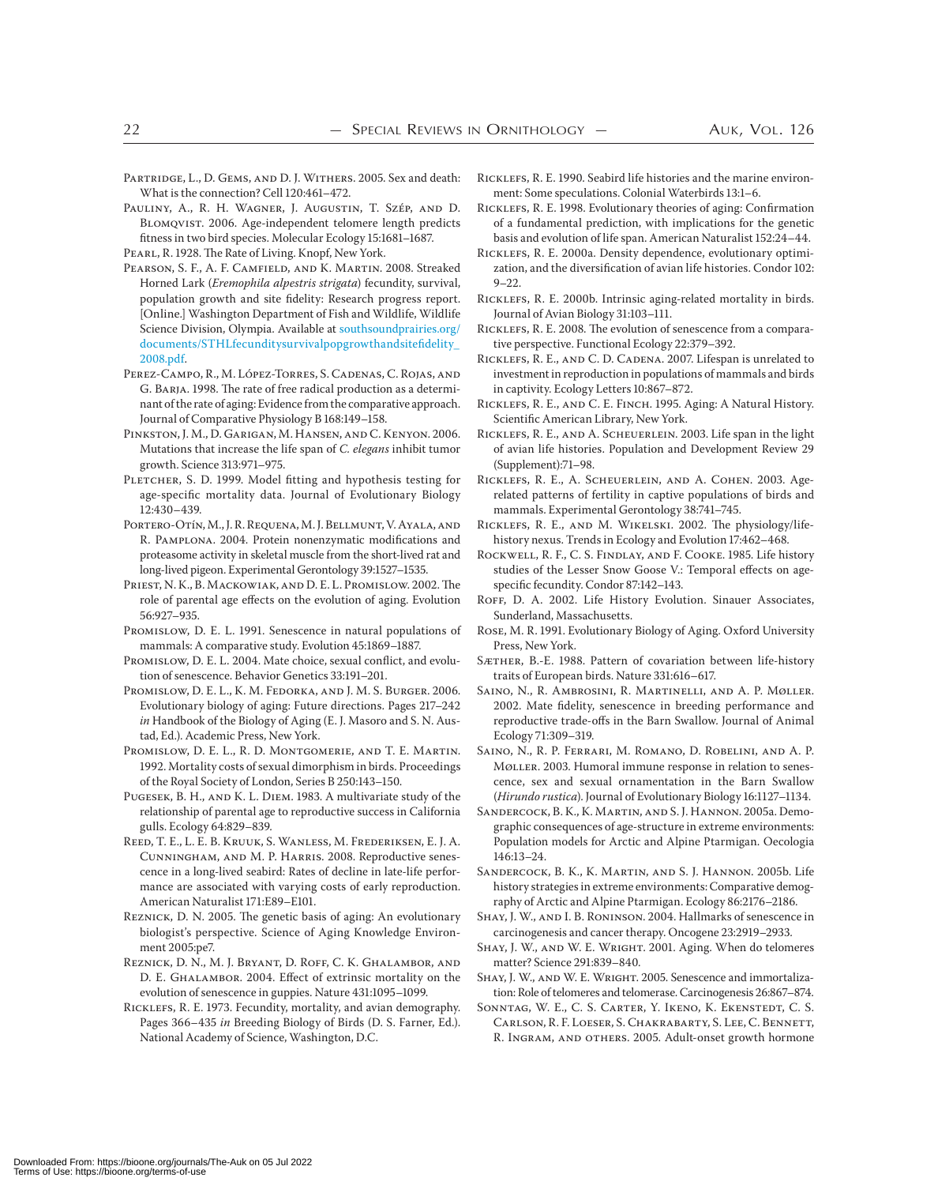Partridge, L., D. Gems, and D. J. Withers. 2005. Sex and death: What is the connection? Cell 120:461–472.

Pauliny, A., R. H. Wagner, J. Augustin, T. Szép, and D. Blomqvist. 2006. Age-independent telomere length predicts fitness in two bird species. Molecular Ecology 15:1681–1687.

Pearl, R. 1928. The Rate of Living. Knopf, New York.

Pearson, S. F., A. F. Camfield, and K. Martin. 2008. Streaked Horned Lark (*Eremophila alpestris strigata*) fecundity, survival, population growth and site fidelity: Research progress report. [Online.] Washington Department of Fish and Wildlife, Wildlife Science Division, Olympia. Available at southsoundprairies.org/documents/STHLfecunditysurvivalpopgrowthandsitefidelity_2008.pdf.

Perez-Campo, R., M. López-Torres, S. Cadenas, C. Rojas, and G. Barja. 1998. The rate of free radical production as a determinant of the rate of aging: Evidence from the comparative approach. Journal of Comparative Physiology B 168:149–158.

Pinkston, J. M., D. Garigan, M. Hansen, and C. Kenyon. 2006. Mutations that increase the life span of *C. elegans* inhibit tumor growth. Science 313:971–975.

Pletcher, S. D. 1999. Model fitting and hypothesis testing for age-specific mortality data. Journal of Evolutionary Biology 12:430–439.

Portero-Otín, M., J. R. Requena, M. J. Bellmunt, V. Ayala, and R. Pamplona. 2004. Protein nonenzymatic modifications and proteasome activity in skeletal muscle from the short-lived rat and long-lived pigeon. Experimental Gerontology 39:1527–1535.

Priest, N. K., B. Mackowiak, and D. E. L. Promislow. 2002. The role of parental age effects on the evolution of aging. Evolution 56:927–935.

Promislow, D. E. L. 1991. Senescence in natural populations of mammals: A comparative study. Evolution 45:1869–1887.

Promislow, D. E. L. 2004. Mate choice, sexual conflict, and evolution of senescence. Behavior Genetics 33:191–201.

Promislow, D. E. L., K. M. Fedorka, and J. M. S. Burger. 2006. Evolutionary biology of aging: Future directions. Pages 217–242 *in* Handbook of the Biology of Aging (E. J. Masoro and S. N. Austad, Ed.). Academic Press, New York.

Promislow, D. E. L., R. D. Montgomerie, and T. E. Martin. 1992. Mortality costs of sexual dimorphism in birds. Proceedings of the Royal Society of London, Series B 250:143–150.

Pugesek, B. H., and K. L. Diem. 1983. A multivariate study of the relationship of parental age to reproductive success in California gulls. Ecology 64:829–839.

Reed, T. E., L. E. B. Kruuk, S. Wanless, M. Frederiksen, E. J. A. Cunningham, and M. P. Harris. 2008. Reproductive senescence in a long-lived seabird: Rates of decline in late-life performance are associated with varying costs of early reproduction. American Naturalist 171:E89–E101.

Reznick, D. N. 2005. The genetic basis of aging: An evolutionary biologist's perspective. Science of Aging Knowledge Environment 2005:pe7.

Reznick, D. N., M. J. Bryant, D. Roff, C. K. Ghalambor, and D. E. Ghalambor. 2004. Effect of extrinsic mortality on the evolution of senescence in guppies. Nature 431:1095–1099.

Ricklefs, R. E. 1973. Fecundity, mortality, and avian demography. Pages 366–435 *in* Breeding Biology of Birds (D. S. Farner, Ed.). National Academy of Science, Washington, D.C.

Ricklefs, R. E. 1990. Seabird life histories and the marine environment: Some speculations. Colonial Waterbirds 13:1–6.

Ricklefs, R. E. 1998. Evolutionary theories of aging: Confirmation of a fundamental prediction, with implications for the genetic basis and evolution of life span. American Naturalist 152:24–44.

Ricklefs, R. E. 2000a. Density dependence, evolutionary optimization, and the diversification of avian life histories. Condor 102: 9–22.

Ricklefs, R. E. 2000b. Intrinsic aging-related mortality in birds. Journal of Avian Biology 31:103–111.

Ricklefs, R. E. 2008. The evolution of senescence from a comparative perspective. Functional Ecology 22:379–392.

Ricklefs, R. E., and C. D. Cadena. 2007. Lifespan is unrelated to investment in reproduction in populations of mammals and birds in captivity. Ecology Letters 10:867–872.

Ricklefs, R. E., and C. E. Finch. 1995. Aging: A Natural History. Scientific American Library, New York.

Ricklefs, R. E., and A. Scheuerlein. 2003. Life span in the light of avian life histories. Population and Development Review 29 (Supplement):71–98.

Ricklefs, R. E., A. Scheuerlein, and A. Cohen. 2003. Age-related patterns of fertility in captive populations of birds and mammals. Experimental Gerontology 38:741–745.

Ricklefs, R. E., and M. Wikelski. 2002. The physiology/life-history nexus. Trends in Ecology and Evolution 17:462–468.

Rockwell, R. F., C. S. Findlay, and F. Cooke. 1985. Life history studies of the Lesser Snow Goose V.: Temporal effects on age-specific fecundity. Condor 87:142–143.

Roff, D. A. 2002. Life History Evolution. Sinauer Associates, Sunderland, Massachusetts.

Rose, M. R. 1991. Evolutionary Biology of Aging. Oxford University Press, New York.

Sæther, B.-E. 1988. Pattern of covariation between life-history traits of European birds. Nature 331:616–617.

Saino, N., R. Ambrosini, R. Martinelli, and A. P. Møller. 2002. Mate fidelity, senescence in breeding performance and reproductive trade-offs in the Barn Swallow. Journal of Animal Ecology 71:309–319.

Saino, N., R. P. Ferrari, M. Romano, D. Robelini, and A. P. Møller. 2003. Humoral immune response in relation to senescence, sex and sexual ornamentation in the Barn Swallow (*Hirundo rustica*). Journal of Evolutionary Biology 16:1127–1134.

Sandercock, B. K., K. Martin, and S. J. Hannon. 2005a. Demographic consequences of age-structure in extreme environments: Population models for Arctic and Alpine Ptarmigan. Oecologia 146:13–24.

Sandercock, B. K., K. Martin, and S. J. Hannon. 2005b. Life history strategies in extreme environments: Comparative demography of Arctic and Alpine Ptarmigan. Ecology 86:2176–2186.

Shay, J. W., and I. B. Roninson. 2004. Hallmarks of senescence in carcinogenesis and cancer therapy. Oncogene 23:2919–2933.

Shay, J. W., and W. E. Wright. 2001. Aging. When do telomeres matter? Science 291:839–840.

Shay, J. W., and W. E. Wright. 2005. Senescence and immortalization: Role of telomeres and telomerase. Carcinogenesis 26:867–874.

Sonntag, W. E., C. S. Carter, Y. Ikeno, K. Ekenstedt, C. S. Carlson, R. F. Loeser, S. Chakrabarty, S. Lee, C. Bennett, R. Ingram, and others. 2005. Adult-onset growth hormone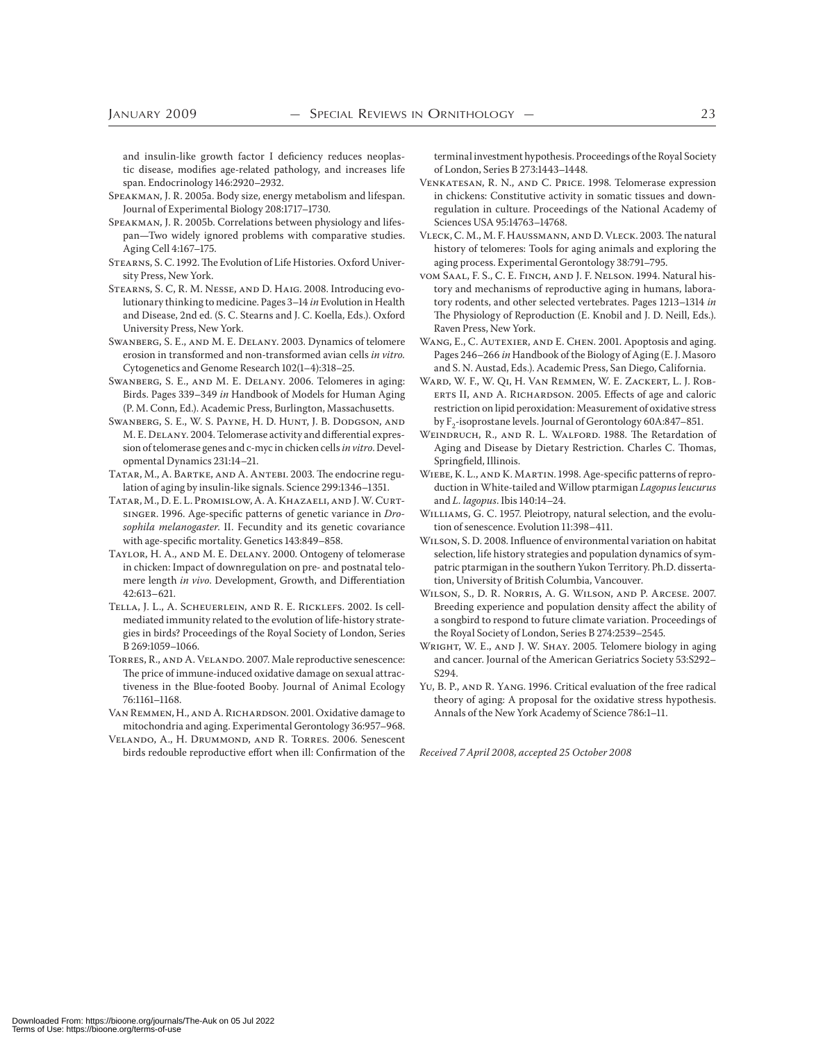and insulin-like growth factor I deficiency reduces neoplastic disease, modifies age-related pathology, and increases life span. Endocrinology 146:2920–2932.

Speakman, J. R. 2005a. Body size, energy metabolism and lifespan. Journal of Experimental Biology 208:1717–1730.

Speakman, J. R. 2005b. Correlations between physiology and lifespan—Two widely ignored problems with comparative studies. Aging Cell 4:167–175.

Stearns, S. C. 1992. The Evolution of Life Histories. Oxford University Press, New York.

Stearns, S. C, R. M. Nesse, and D. Haig. 2008. Introducing evolutionary thinking to medicine. Pages 3–14 *in* Evolution in Health and Disease, 2nd ed. (S. C. Stearns and J. C. Koella, Eds.). Oxford University Press, New York.

Swanberg, S. E., and M. E. Delany. 2003. Dynamics of telomere erosion in transformed and non-transformed avian cells *in vitro.* Cytogenetics and Genome Research 102(1–4):318–25.

Swanberg, S. E., and M. E. Delany. 2006. Telomeres in aging: Birds. Pages 339–349 *in* Handbook of Models for Human Aging (P. M. Conn, Ed.). Academic Press, Burlington, Massachusetts.

Swanberg, S. E., W. S. Payne, H. D. Hunt, J. B. Dodgson, and M. E. Delany. 2004. Telomerase activity and differential expression of telomerase genes and c-myc in chicken cells *in vitro*. Developmental Dynamics 231:14–21.

Tatar, M., A. Bartke, and A. Antebi. 2003. The endocrine regulation of aging by insulin-like signals. Science 299:1346–1351.

Tatar, M., D. E. L. Promislow, A. A. Khazaeli, and J. W. Curtsinger. 1996. Age-specific patterns of genetic variance in *Drosophila melanogaster*. II. Fecundity and its genetic covariance with age-specific mortality. Genetics 143:849–858.

Taylor, H. A., and M. E. Delany. 2000. Ontogeny of telomerase in chicken: Impact of downregulation on pre- and postnatal telomere length *in vivo*. Development, Growth, and Differentiation 42:613–621.

Tella, J. L., A. Scheuerlein, and R. E. Ricklefs. 2002. Is cell-mediated immunity related to the evolution of life-history strategies in birds? Proceedings of the Royal Society of London, Series B 269:1059–1066.

Torres, R., and A. Velando. 2007. Male reproductive senescence: The price of immune-induced oxidative damage on sexual attractiveness in the Blue-footed Booby. Journal of Animal Ecology 76:1161–1168.

Van Remmen, H., and A. Richardson. 2001. Oxidative damage to mitochondria and aging. Experimental Gerontology 36:957–968.

Velando, A., H. Drummond, and R. Torres. 2006. Senescent birds redouble reproductive effort when ill: Confirmation of the terminal investment hypothesis. Proceedings of the Royal Society of London, Series B 273:1443–1448.

Venkatesan, R. N., and C. Price. 1998. Telomerase expression in chickens: Constitutive activity in somatic tissues and downregulation in culture. Proceedings of the National Academy of Sciences USA 95:14763–14768.

Vleck, C. M., M. F. Haussmann, and D. Vleck. 2003. The natural history of telomeres: Tools for aging animals and exploring the aging process. Experimental Gerontology 38:791–795.

vom Saal, F. S., C. E. Finch, and J. F. Nelson. 1994. Natural history and mechanisms of reproductive aging in humans, laboratory rodents, and other selected vertebrates. Pages 1213–1314 *in* The Physiology of Reproduction (E. Knobil and J. D. Neill, Eds.). Raven Press, New York.

Wang, E., C. Autexier, and E. Chen. 2001. Apoptosis and aging. Pages 246–266 *in* Handbook of the Biology of Aging (E. J. Masoro and S. N. Austad, Eds.). Academic Press, San Diego, California.

Ward, W. F., W. Qi, H. Van Remmen, W. E. Zackert, L. J. Roberts II, and A. Richardson. 2005. Effects of age and caloric restriction on lipid peroxidation: Measurement of oxidative stress by $F_2$-isoprostane levels. Journal of Gerontology 60A:847–851.

Weindruch, R., and R. L. Walford. 1988. The Retardation of Aging and Disease by Dietary Restriction. Charles C. Thomas, Springfield, Illinois.

Wiebe, K. L., and K. Martin. 1998. Age-specific patterns of reproduction in White-tailed and Willow ptarmigan *Lagopus leucurus* and *L. lagopus*. Ibis 140:14–24.

Williams, G. C. 1957. Pleiotropy, natural selection, and the evolution of senescence. Evolution 11:398–411.

Wilson, S. D. 2008. Influence of environmental variation on habitat selection, life history strategies and population dynamics of sympatric ptarmigan in the southern Yukon Territory. Ph.D. dissertation, University of British Columbia, Vancouver.

Wilson, S., D. R. Norris, A. G. Wilson, and P. Arcese. 2007. Breeding experience and population density affect the ability of a songbird to respond to future climate variation. Proceedings of the Royal Society of London, Series B 274:2539–2545.

Wright, W. E., and J. W. Shay. 2005. Telomere biology in aging and cancer. Journal of the American Geriatrics Society 53:S292–S294.

Yu, B. P., and R. Yang. 1996. Critical evaluation of the free radical theory of aging: A proposal for the oxidative stress hypothesis. Annals of the New York Academy of Science 786:1–11.

*Received 7 April 2008, accepted 25 October 2008*